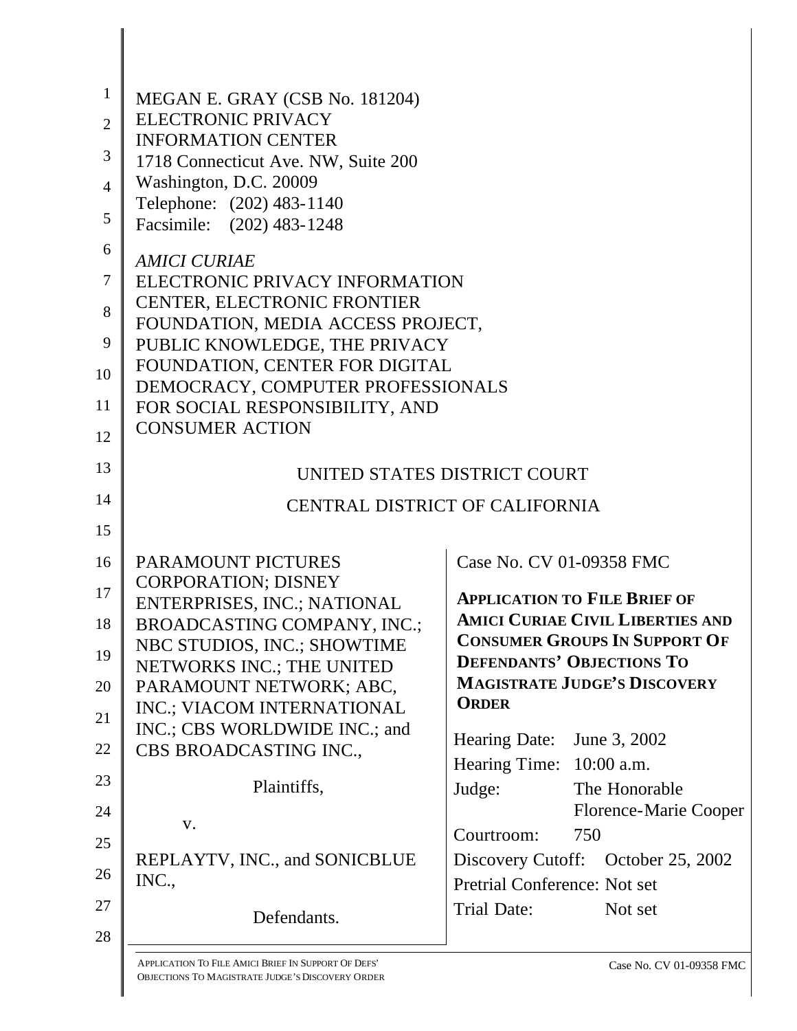MEGAN E. GRAY (CSB No. 181204)
ELECTRONIC PRIVACY INFORMATION CENTER
1718 Connecticut Ave. NW, Suite 200
Washington, D.C. 20009
Telephone: (202) 483-1140
Facsimile: (202) 483-1248

*AMICI CURIAE*
ELECTRONIC PRIVACY INFORMATION CENTER, ELECTRONIC FRONTIER FOUNDATION, MEDIA ACCESS PROJECT, PUBLIC KNOWLEDGE, THE PRIVACY FOUNDATION, CENTER FOR DIGITAL DEMOCRACY, COMPUTER PROFESSIONALS FOR SOCIAL RESPONSIBILITY, AND CONSUMER ACTION

UNITED STATES DISTRICT COURT

CENTRAL DISTRICT OF CALIFORNIA

PARAMOUNT PICTURES CORPORATION; DISNEY ENTERPRISES, INC.; NATIONAL BROADCASTING COMPANY, INC.; NBC STUDIOS, INC.; SHOWTIME NETWORKS INC.; THE UNITED PARAMOUNT NETWORK; ABC, INC.; VIACOM INTERNATIONAL INC.; CBS WORLDWIDE INC.; and CBS BROADCASTING INC.,

Plaintiffs,

v.

REPLAYTV, INC., and SONICBLUE INC.,

Defendants.

Case No. CV 01-09358 FMC

**APPLICATION TO FILE BRIEF OF AMICI CURIAE CIVIL LIBERTIES AND CONSUMER GROUPS IN SUPPORT OF DEFENDANTS' OBJECTIONS TO MAGISTRATE JUDGE'S DISCOVERY ORDER**

Hearing Date: June 3, 2002
Hearing Time: 10:00 a.m.
Judge: The Honorable Florence-Marie Cooper
Courtroom: 750
Discovery Cutoff: October 25, 2002
Pretrial Conference: Not set
Trial Date: Not set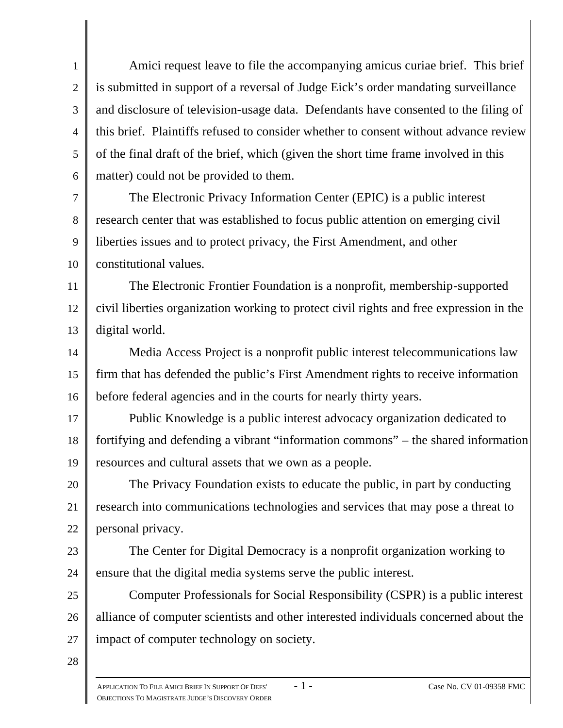Amici request leave to file the accompanying amicus curiae brief. This brief is submitted in support of a reversal of Judge Eick's order mandating surveillance and disclosure of television-usage data. Defendants have consented to the filing of this brief. Plaintiffs refused to consider whether to consent without advance review of the final draft of the brief, which (given the short time frame involved in this matter) could not be provided to them.

The Electronic Privacy Information Center (EPIC) is a public interest research center that was established to focus public attention on emerging civil liberties issues and to protect privacy, the First Amendment, and other constitutional values.

The Electronic Frontier Foundation is a nonprofit, membership-supported civil liberties organization working to protect civil rights and free expression in the digital world.

Media Access Project is a nonprofit public interest telecommunications law firm that has defended the public's First Amendment rights to receive information before federal agencies and in the courts for nearly thirty years.

Public Knowledge is a public interest advocacy organization dedicated to fortifying and defending a vibrant "information commons" – the shared information resources and cultural assets that we own as a people.

The Privacy Foundation exists to educate the public, in part by conducting research into communications technologies and services that may pose a threat to personal privacy.

The Center for Digital Democracy is a nonprofit organization working to ensure that the digital media systems serve the public interest.

Computer Professionals for Social Responsibility (CSPR) is a public interest alliance of computer scientists and other interested individuals concerned about the impact of computer technology on society.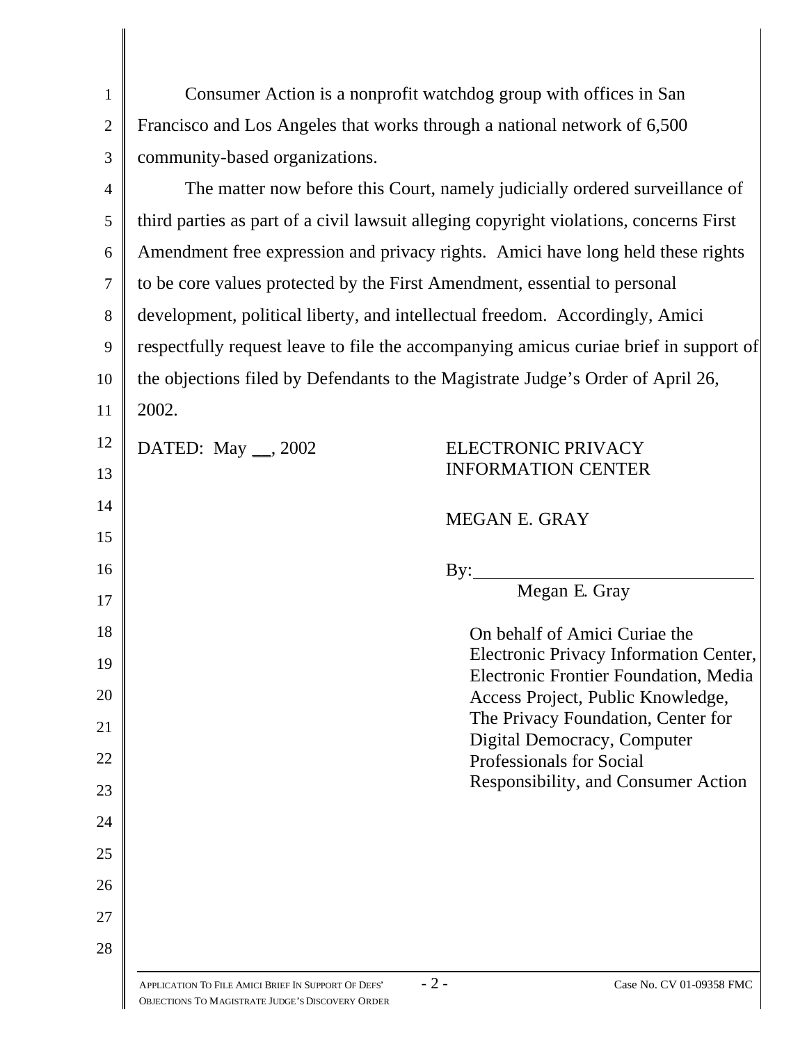Consumer Action is a nonprofit watchdog group with offices in San Francisco and Los Angeles that works through a national network of 6,500 community-based organizations.

The matter now before this Court, namely judicially ordered surveillance of third parties as part of a civil lawsuit alleging copyright violations, concerns First Amendment free expression and privacy rights. Amici have long held these rights to be core values protected by the First Amendment, essential to personal development, political liberty, and intellectual freedom. Accordingly, Amici respectfully request leave to file the accompanying amicus curiae brief in support of the objections filed by Defendants to the Magistrate Judge's Order of April 26, 2002.

DATED: May __, 2002

ELECTRONIC PRIVACY INFORMATION CENTER

MEGAN E. GRAY

By:\_\_\_\_\_\_\_\_\_\_\_\_\_\_\_\_\_\_\_\_\_\_\_\_\_\_\_\_
Megan E. Gray

On behalf of Amici Curiae the Electronic Privacy Information Center, Electronic Frontier Foundation, Media Access Project, Public Knowledge, The Privacy Foundation, Center for Digital Democracy, Computer Professionals for Social Responsibility, and Consumer Action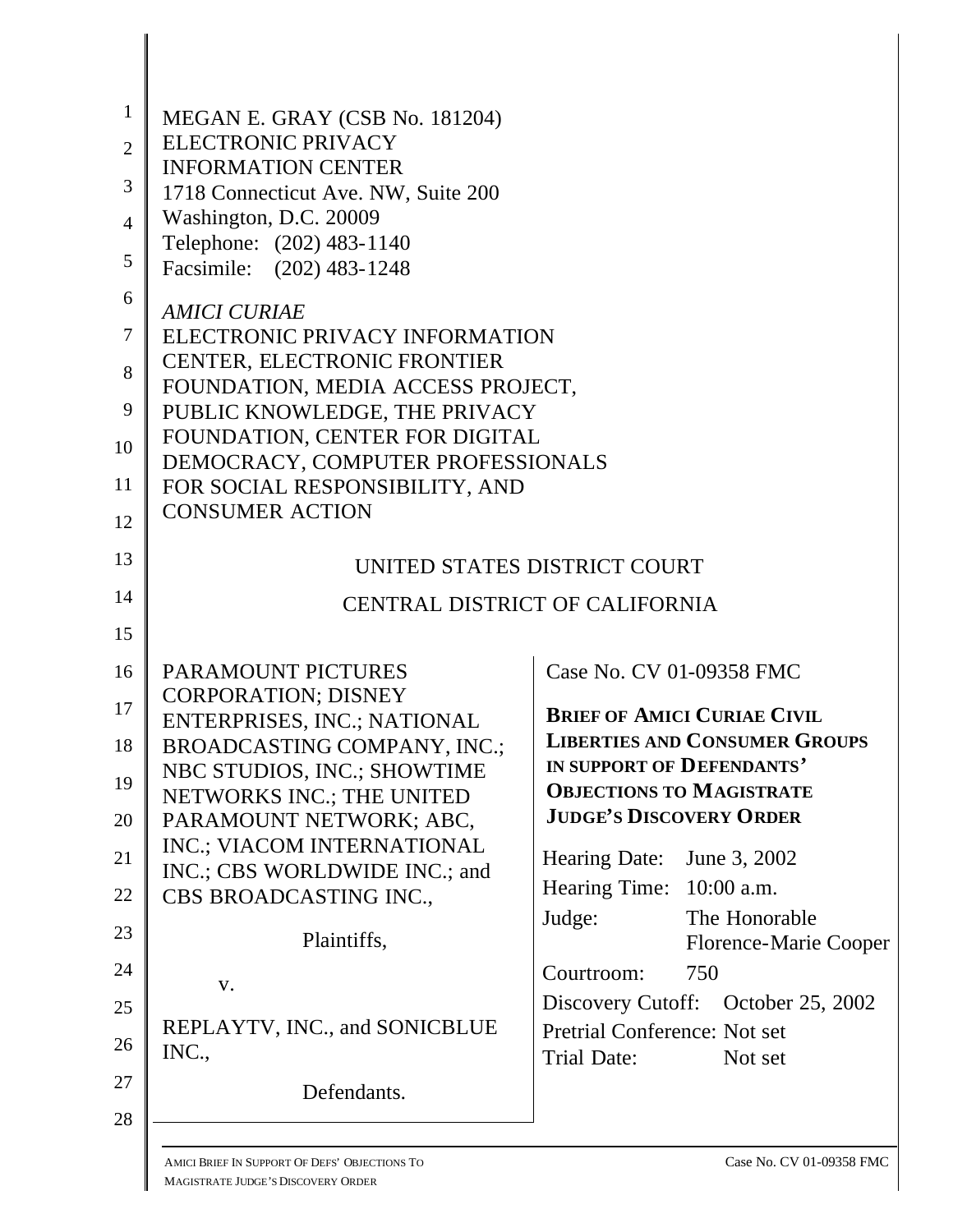MEGAN E. GRAY (CSB No. 181204)
ELECTRONIC PRIVACY
INFORMATION CENTER
1718 Connecticut Ave. NW, Suite 200
Washington, D.C. 20009
Telephone: (202) 483-1140
Facsimile: (202) 483-1248

*AMICI CURIAE*
ELECTRONIC PRIVACY INFORMATION CENTER, ELECTRONIC FRONTIER FOUNDATION, MEDIA ACCESS PROJECT, PUBLIC KNOWLEDGE, THE PRIVACY FOUNDATION, CENTER FOR DIGITAL DEMOCRACY, COMPUTER PROFESSIONALS FOR SOCIAL RESPONSIBILITY, AND CONSUMER ACTION

UNITED STATES DISTRICT COURT

CENTRAL DISTRICT OF CALIFORNIA

| | |
|---|---|
| PARAMOUNT PICTURES CORPORATION; DISNEY ENTERPRISES, INC.; NATIONAL BROADCASTING COMPANY, INC.; NBC STUDIOS, INC.; SHOWTIME NETWORKS INC.; THE UNITED PARAMOUNT NETWORK; ABC, INC.; VIACOM INTERNATIONAL INC.; CBS WORLDWIDE INC.; and CBS BROADCASTING INC.,<br><br>Plaintiffs,<br><br>v.<br><br>REPLAYTV, INC., and SONICBLUE INC.,<br><br>Defendants. | Case No. CV 01-09358 FMC<br><br>**BRIEF OF AMICI CURIAE CIVIL LIBERTIES AND CONSUMER GROUPS IN SUPPORT OF DEFENDANTS' OBJECTIONS TO MAGISTRATE JUDGE'S DISCOVERY ORDER**<br><br>Hearing Date: June 3, 2002<br>Hearing Time: 10:00 a.m.<br>Judge: The Honorable Florence-Marie Cooper<br>Courtroom: 750<br>Discovery Cutoff: October 25, 2002<br>Pretrial Conference: Not set<br>Trial Date: Not set |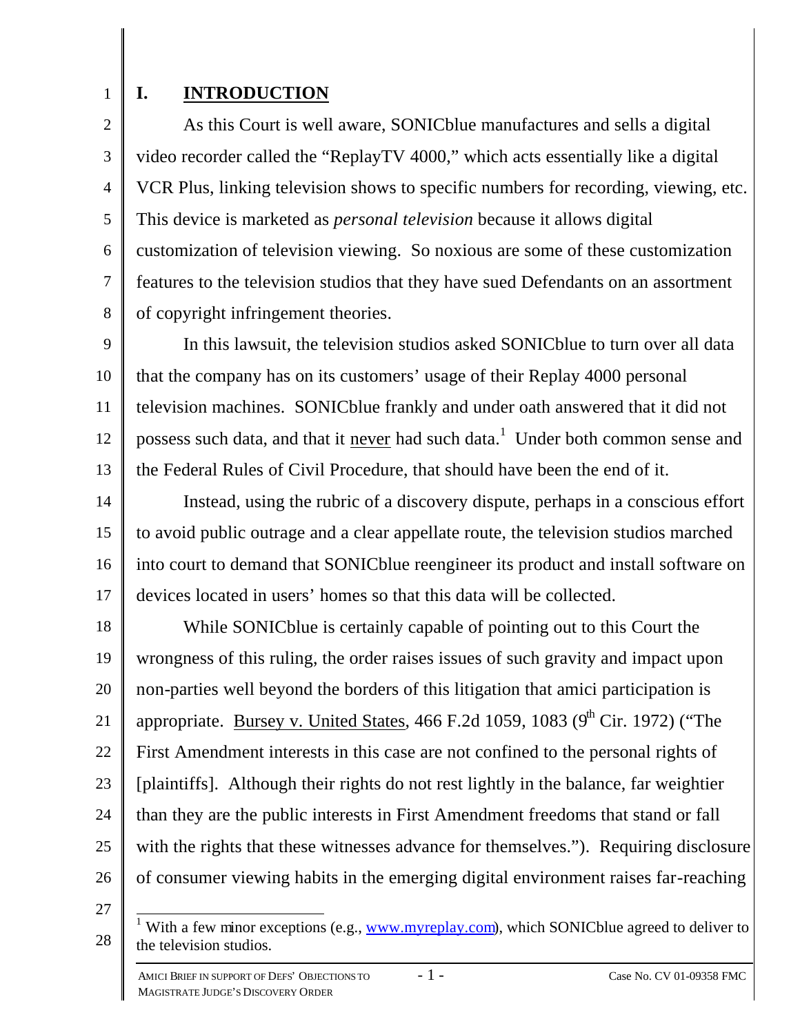# I. INTRODUCTION

As this Court is well aware, SONICblue manufactures and sells a digital video recorder called the "ReplayTV 4000," which acts essentially like a digital VCR Plus, linking television shows to specific numbers for recording, viewing, etc. This device is marketed as *personal television* because it allows digital customization of television viewing. So noxious are some of these customization features to the television studios that they have sued Defendants on an assortment of copyright infringement theories.

In this lawsuit, the television studios asked SONICblue to turn over all data that the company has on its customers' usage of their Replay 4000 personal television machines. SONICblue frankly and under oath answered that it did not possess such data, and that it never had such data.[1] Under both common sense and the Federal Rules of Civil Procedure, that should have been the end of it.

Instead, using the rubric of a discovery dispute, perhaps in a conscious effort to avoid public outrage and a clear appellate route, the television studios marched into court to demand that SONICblue reengineer its product and install software on devices located in users' homes so that this data will be collected.

While SONICblue is certainly capable of pointing out to this Court the wrongness of this ruling, the order raises issues of such gravity and impact upon non-parties well beyond the borders of this litigation that amici participation is appropriate. Bursey v. United States, 466 F.2d 1059, 1083 (9th Cir. 1972) ("The First Amendment interests in this case are not confined to the personal rights of [plaintiffs]. Although their rights do not rest lightly in the balance, far weightier than they are the public interests in First Amendment freedoms that stand or fall with the rights that these witnesses advance for themselves."). Requiring disclosure of consumer viewing habits in the emerging digital environment raises far-reaching

[1] With a few minor exceptions (e.g., www.myreplay.com), which SONICblue agreed to deliver to the television studios.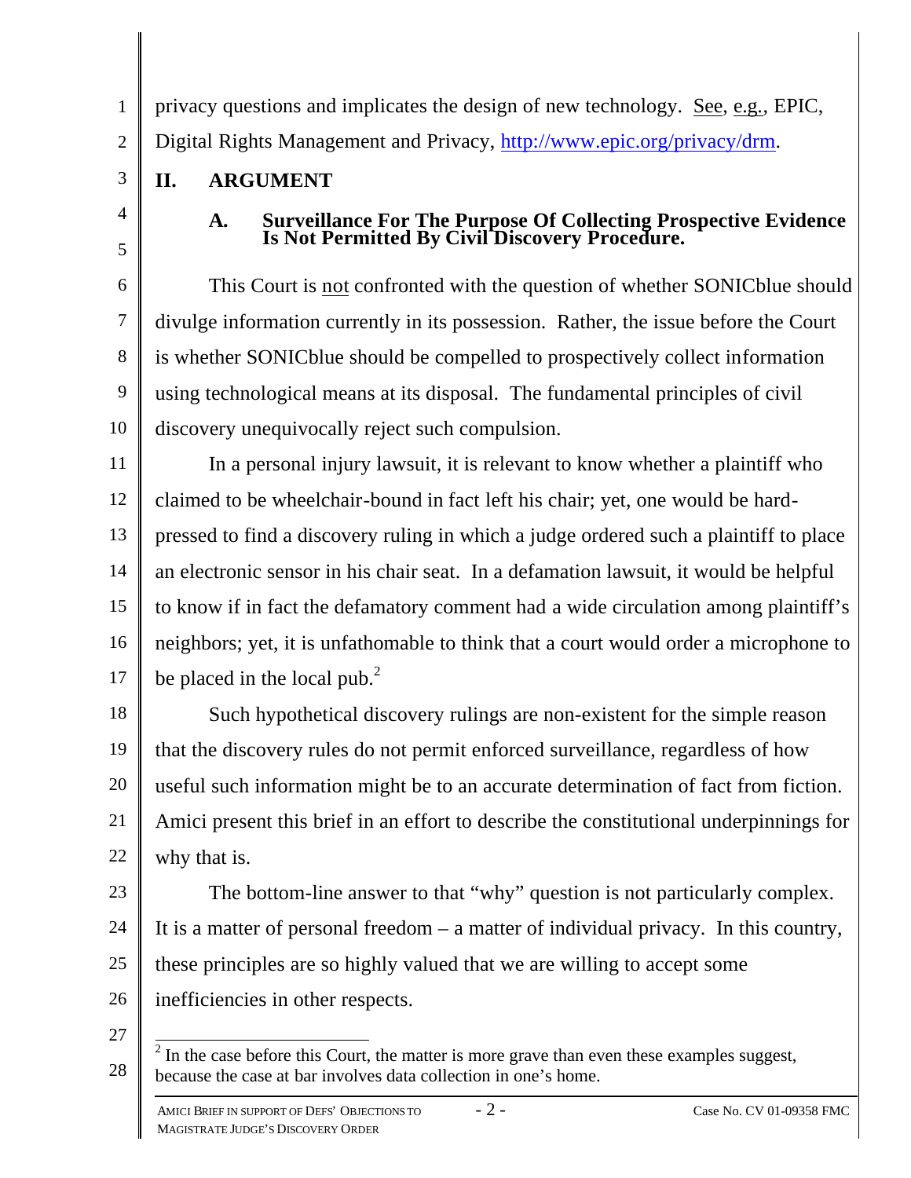privacy questions and implicates the design of new technology. See, e.g., EPIC, Digital Rights Management and Privacy, http://www.epic.org/privacy/drm.

## II. ARGUMENT

### A. Surveillance For The Purpose Of Collecting Prospective Evidence Is Not Permitted By Civil Discovery Procedure.

This Court is not confronted with the question of whether SONICblue should divulge information currently in its possession. Rather, the issue before the Court is whether SONICblue should be compelled to prospectively collect information using technological means at its disposal. The fundamental principles of civil discovery unequivocally reject such compulsion.

In a personal injury lawsuit, it is relevant to know whether a plaintiff who claimed to be wheelchair-bound in fact left his chair; yet, one would be hard-pressed to find a discovery ruling in which a judge ordered such a plaintiff to place an electronic sensor in his chair seat. In a defamation lawsuit, it would be helpful to know if in fact the defamatory comment had a wide circulation among plaintiff's neighbors; yet, it is unfathomable to think that a court would order a microphone to be placed in the local pub.[2]

Such hypothetical discovery rulings are non-existent for the simple reason that the discovery rules do not permit enforced surveillance, regardless of how useful such information might be to an accurate determination of fact from fiction. Amici present this brief in an effort to describe the constitutional underpinnings for why that is.

The bottom-line answer to that "why" question is not particularly complex. It is a matter of personal freedom – a matter of individual privacy. In this country, these principles are so highly valued that we are willing to accept some inefficiencies in other respects.

[2] In the case before this Court, the matter is more grave than even these examples suggest, because the case at bar involves data collection in one's home.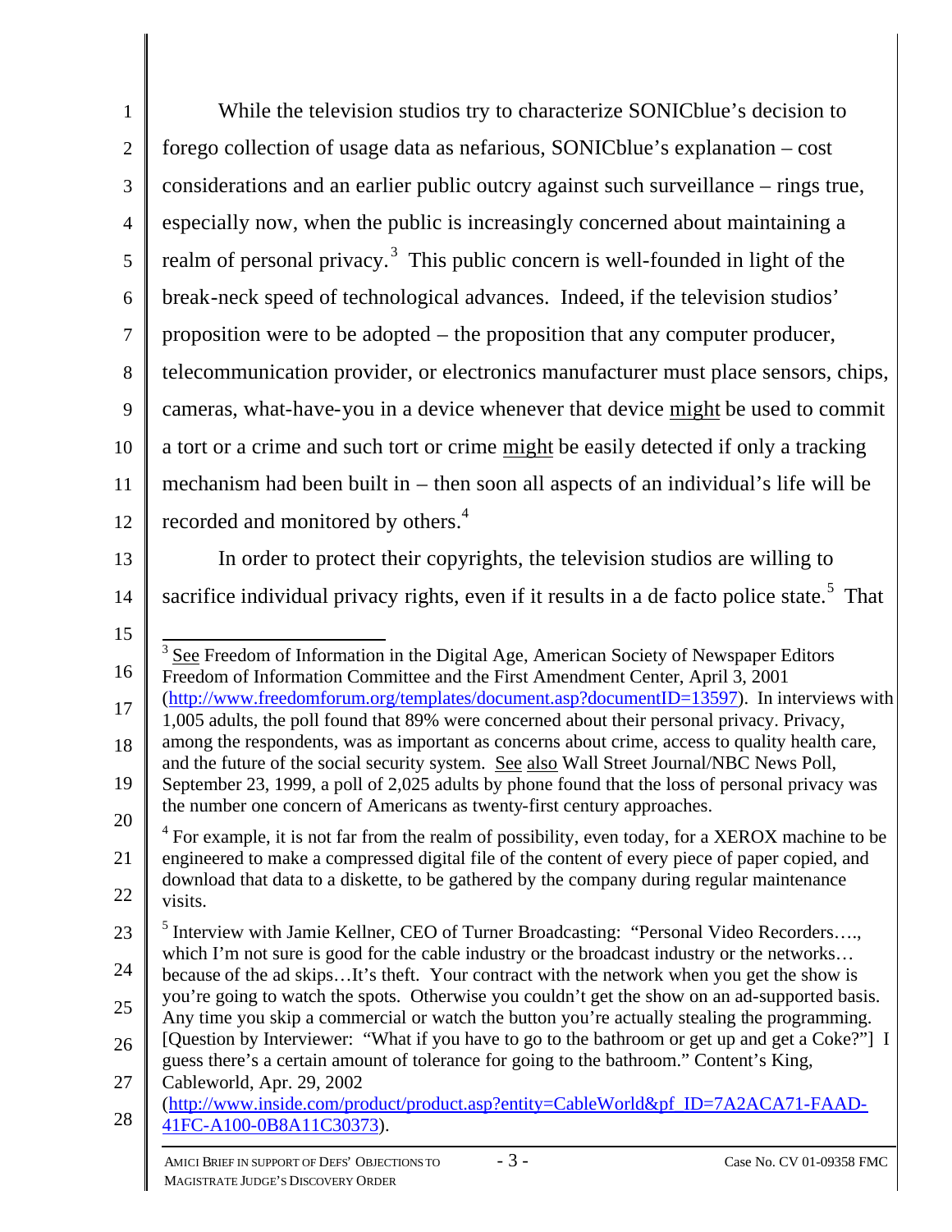While the television studios try to characterize SONICblue's decision to forego collection of usage data as nefarious, SONICblue's explanation – cost considerations and an earlier public outcry against such surveillance – rings true, especially now, when the public is increasingly concerned about maintaining a realm of personal privacy.[3] This public concern is well-founded in light of the break-neck speed of technological advances. Indeed, if the television studios' proposition were to be adopted – the proposition that any computer producer, telecommunication provider, or electronics manufacturer must place sensors, chips, cameras, what-have-you in a device whenever that device <u>might</u> be used to commit a tort or a crime and such tort or crime <u>might</u> be easily detected if only a tracking mechanism had been built in – then soon all aspects of an individual's life will be recorded and monitored by others.[4]

In order to protect their copyrights, the television studios are willing to sacrifice individual privacy rights, even if it results in a de facto police state.[5] That

---

[3] <u>See</u> Freedom of Information in the Digital Age, American Society of Newspaper Editors Freedom of Information Committee and the First Amendment Center, April 3, 2001 (http://www.freedomforum.org/templates/document.asp?documentID=13597). In interviews with 1,005 adults, the poll found that 89% were concerned about their personal privacy. Privacy, among the respondents, was as important as concerns about crime, access to quality health care, and the future of the social security system. <u>See</u> <u>also</u> Wall Street Journal/NBC News Poll, September 23, 1999, a poll of 2,025 adults by phone found that the loss of personal privacy was the number one concern of Americans as twenty-first century approaches.

[4] For example, it is not far from the realm of possibility, even today, for a XEROX machine to be engineered to make a compressed digital file of the content of every piece of paper copied, and download that data to a diskette, to be gathered by the company during regular maintenance visits.

[5] Interview with Jamie Kellner, CEO of Turner Broadcasting: "Personal Video Recorders…., which I'm not sure is good for the cable industry or the broadcast industry or the networks… because of the ad skips…It's theft. Your contract with the network when you get the show is you're going to watch the spots. Otherwise you couldn't get the show on an ad-supported basis. Any time you skip a commercial or watch the button you're actually stealing the programming. [Question by Interviewer: "What if you have to go to the bathroom or get up and get a Coke?"] I guess there's a certain amount of tolerance for going to the bathroom." Content's King, Cableworld, Apr. 29, 2002 (http://www.inside.com/product/product.asp?entity=CableWorld&pf_ID=7A2ACA71-FAAD-41FC-A100-0B8A11C30373).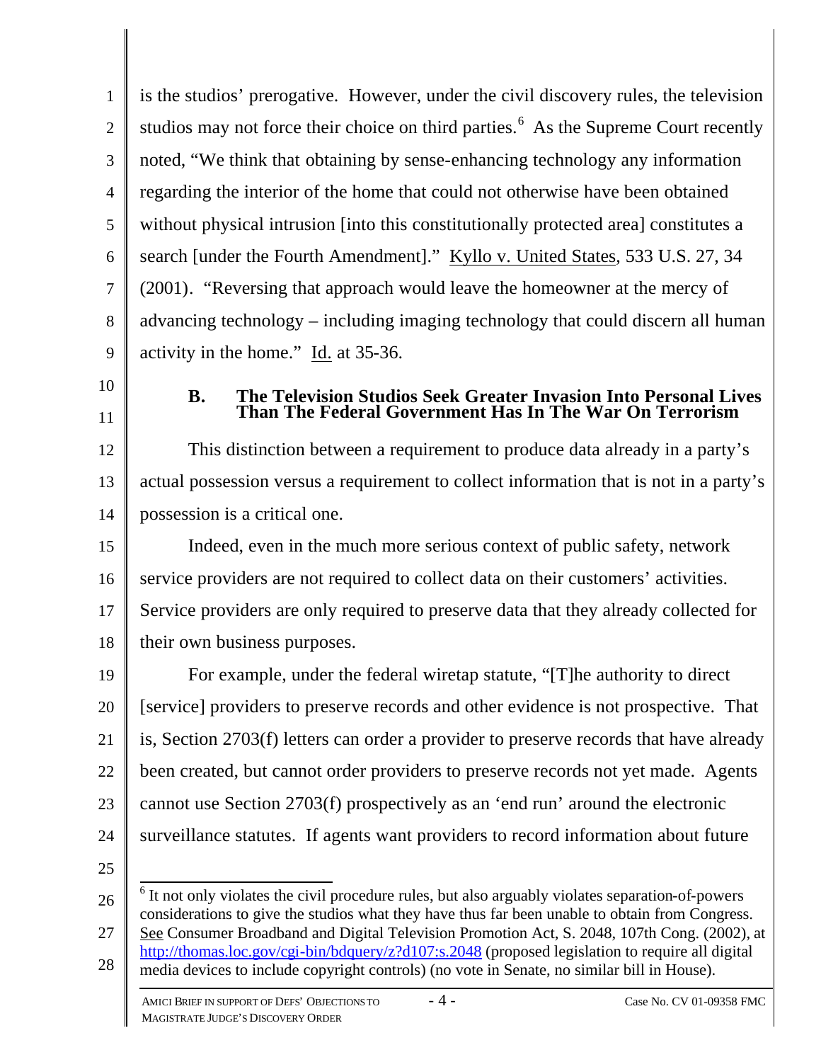is the studios' prerogative. However, under the civil discovery rules, the television studios may not force their choice on third parties.[6] As the Supreme Court recently noted, "We think that obtaining by sense-enhancing technology any information regarding the interior of the home that could not otherwise have been obtained without physical intrusion [into this constitutionally protected area] constitutes a search [under the Fourth Amendment]." Kyllo v. United States, 533 U.S. 27, 34 (2001). "Reversing that approach would leave the homeowner at the mercy of advancing technology – including imaging technology that could discern all human activity in the home." Id. at 35-36.

### B. The Television Studios Seek Greater Invasion Into Personal Lives Than The Federal Government Has In The War On Terrorism

This distinction between a requirement to produce data already in a party's actual possession versus a requirement to collect information that is not in a party's possession is a critical one.

Indeed, even in the much more serious context of public safety, network service providers are not required to collect data on their customers' activities. Service providers are only required to preserve data that they already collected for their own business purposes.

For example, under the federal wiretap statute, "[T]he authority to direct [service] providers to preserve records and other evidence is not prospective. That is, Section 2703(f) letters can order a provider to preserve records that have already been created, but cannot order providers to preserve records not yet made. Agents cannot use Section 2703(f) prospectively as an 'end run' around the electronic surveillance statutes. If agents want providers to record information about future

---

[6] It not only violates the civil procedure rules, but also arguably violates separation-of-powers considerations to give the studios what they have thus far been unable to obtain from Congress. See Consumer Broadband and Digital Television Promotion Act, S. 2048, 107th Cong. (2002), at http://thomas.loc.gov/cgi-bin/bdquery/z?d107:s.2048 (proposed legislation to require all digital media devices to include copyright controls) (no vote in Senate, no similar bill in House).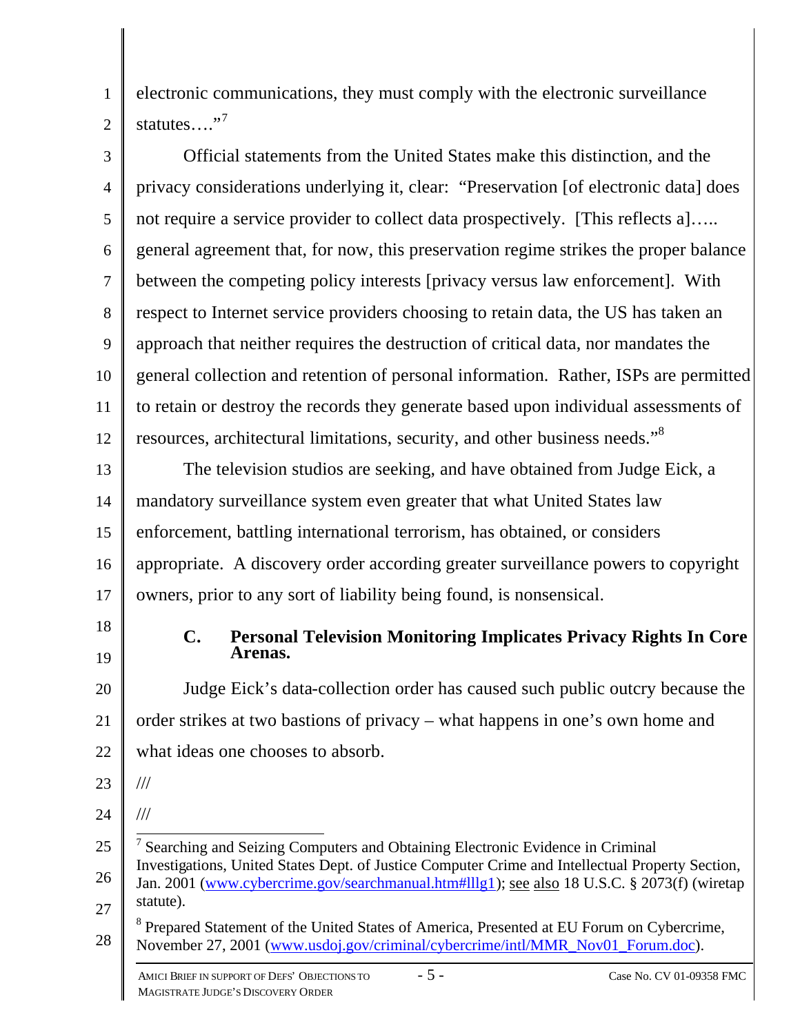electronic communications, they must comply with the electronic surveillance statutes…."[7]

Official statements from the United States make this distinction, and the privacy considerations underlying it, clear: "Preservation [of electronic data] does not require a service provider to collect data prospectively. [This reflects a]….. general agreement that, for now, this preservation regime strikes the proper balance between the competing policy interests [privacy versus law enforcement]. With respect to Internet service providers choosing to retain data, the US has taken an approach that neither requires the destruction of critical data, nor mandates the general collection and retention of personal information. Rather, ISPs are permitted to retain or destroy the records they generate based upon individual assessments of resources, architectural limitations, security, and other business needs."[8]

The television studios are seeking, and have obtained from Judge Eick, a mandatory surveillance system even greater that what United States law enforcement, battling international terrorism, has obtained, or considers appropriate. A discovery order according greater surveillance powers to copyright owners, prior to any sort of liability being found, is nonsensical.

### C. Personal Television Monitoring Implicates Privacy Rights In Core Arenas.

Judge Eick's data-collection order has caused such public outcry because the order strikes at two bastions of privacy – what happens in one's own home and what ideas one chooses to absorb.

///

///

---

[7] Searching and Seizing Computers and Obtaining Electronic Evidence in Criminal Investigations, United States Dept. of Justice Computer Crime and Intellectual Property Section, Jan. 2001 (www.cybercrime.gov/searchmanual.htm#lllg1); see also 18 U.S.C. § 2073(f) (wiretap statute).

[8] Prepared Statement of the United States of America, Presented at EU Forum on Cybercrime, November 27, 2001 (www.usdoj.gov/criminal/cybercrime/intl/MMR_Nov01_Forum.doc).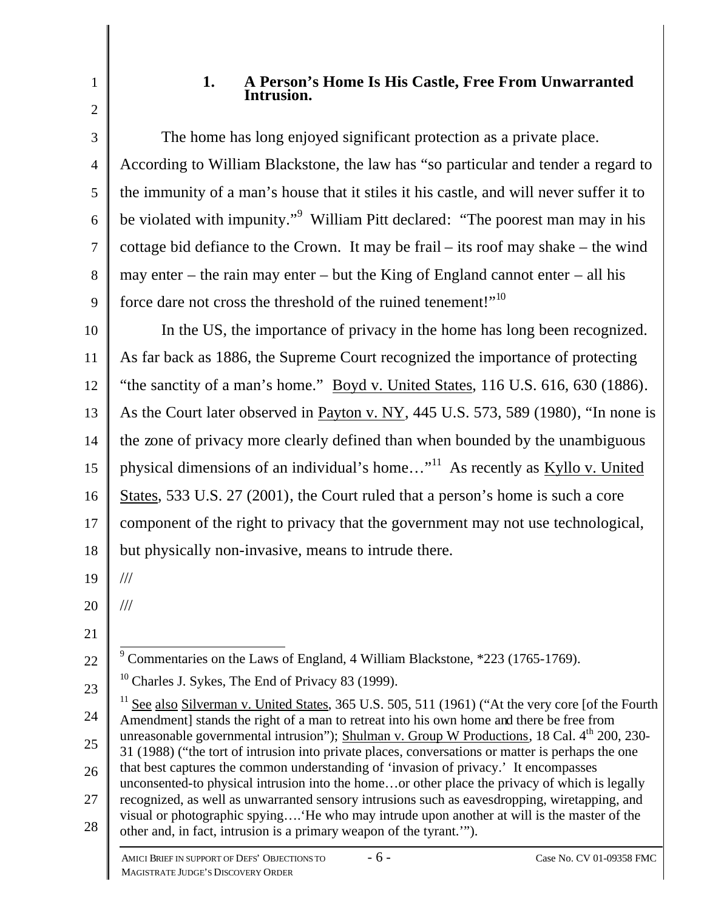### 1. A Person's Home Is His Castle, Free From Unwarranted Intrusion.

The home has long enjoyed significant protection as a private place. According to William Blackstone, the law has "so particular and tender a regard to the immunity of a man's house that it stiles it his castle, and will never suffer it to be violated with impunity."[9] William Pitt declared: "The poorest man may in his cottage bid defiance to the Crown. It may be frail – its roof may shake – the wind may enter – the rain may enter – but the King of England cannot enter – all his force dare not cross the threshold of the ruined tenement!"[10]

In the US, the importance of privacy in the home has long been recognized. As far back as 1886, the Supreme Court recognized the importance of protecting "the sanctity of a man's home." Boyd v. United States, 116 U.S. 616, 630 (1886). As the Court later observed in Payton v. NY, 445 U.S. 573, 589 (1980), "In none is the zone of privacy more clearly defined than when bounded by the unambiguous physical dimensions of an individual's home…"[11] As recently as Kyllo v. United States, 533 U.S. 27 (2001), the Court ruled that a person's home is such a core component of the right to privacy that the government may not use technological, but physically non-invasive, means to intrude there.

///

///

---

[9] Commentaries on the Laws of England, 4 William Blackstone, *223 (1765-1769).

[10] Charles J. Sykes, The End of Privacy 83 (1999).

[11] See also Silverman v. United States, 365 U.S. 505, 511 (1961) ("At the very core [of the Fourth Amendment] stands the right of a man to retreat into his own home and there be free from unreasonable governmental intrusion"); Shulman v. Group W Productions, 18 Cal. 4th 200, 230-31 (1988) ("the tort of intrusion into private places, conversations or matter is perhaps the one that best captures the common understanding of 'invasion of privacy.' It encompasses unconsented-to physical intrusion into the home…or other place the privacy of which is legally recognized, as well as unwarranted sensory intrusions such as eavesdropping, wiretapping, and visual or photographic spying….'He who may intrude upon another at will is the master of the other and, in fact, intrusion is a primary weapon of the tyrant.'").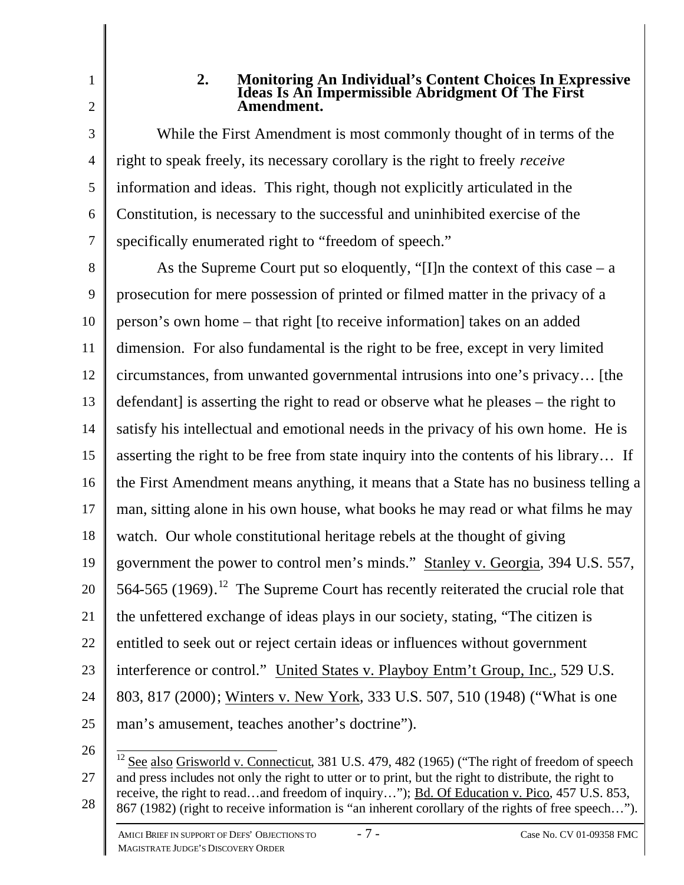### 2. Monitoring An Individual's Content Choices In Expressive Ideas Is An Impermissible Abridgment Of The First Amendment.

While the First Amendment is most commonly thought of in terms of the right to speak freely, its necessary corollary is the right to freely *receive* information and ideas. This right, though not explicitly articulated in the Constitution, is necessary to the successful and uninhibited exercise of the specifically enumerated right to "freedom of speech."

As the Supreme Court put so eloquently, "[I]n the context of this case – a prosecution for mere possession of printed or filmed matter in the privacy of a person's own home – that right [to receive information] takes on an added dimension. For also fundamental is the right to be free, except in very limited circumstances, from unwanted governmental intrusions into one's privacy… [the defendant] is asserting the right to read or observe what he pleases – the right to satisfy his intellectual and emotional needs in the privacy of his own home. He is asserting the right to be free from state inquiry into the contents of his library… If the First Amendment means anything, it means that a State has no business telling a man, sitting alone in his own house, what books he may read or what films he may watch. Our whole constitutional heritage rebels at the thought of giving government the power to control men's minds." Stanley v. Georgia, 394 U.S. 557, 564-565 (1969).[12] The Supreme Court has recently reiterated the crucial role that the unfettered exchange of ideas plays in our society, stating, "The citizen is entitled to seek out or reject certain ideas or influences without government interference or control." United States v. Playboy Entm't Group, Inc., 529 U.S. 803, 817 (2000); Winters v. New York, 333 U.S. 507, 510 (1948) ("What is one man's amusement, teaches another's doctrine").

[12] See also Grisworld v. Connecticut, 381 U.S. 479, 482 (1965) ("The right of freedom of speech and press includes not only the right to utter or to print, but the right to distribute, the right to receive, the right to read…and freedom of inquiry…"); Bd. Of Education v. Pico, 457 U.S. 853, 867 (1982) (right to receive information is "an inherent corollary of the rights of free speech…").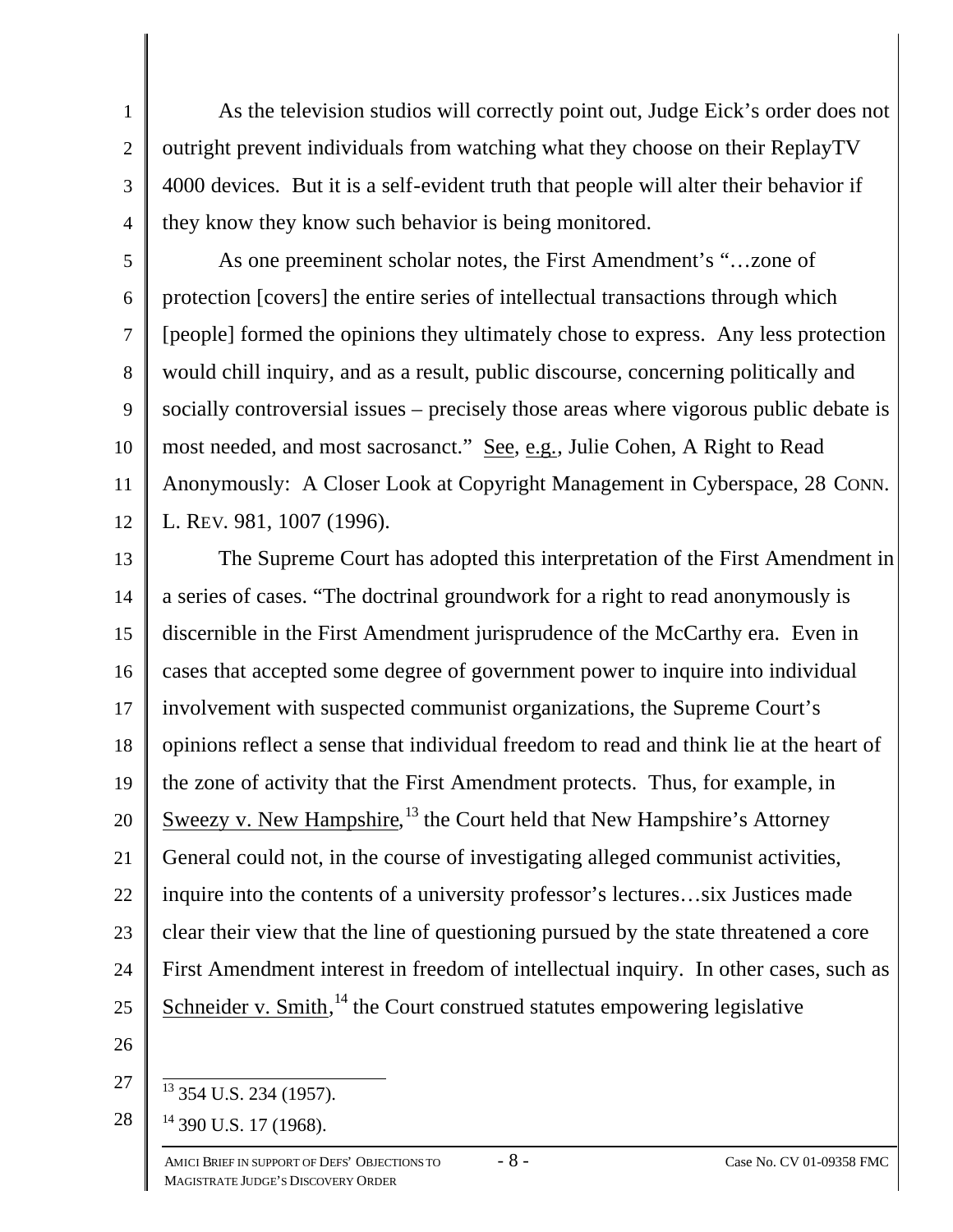As the television studios will correctly point out, Judge Eick's order does not outright prevent individuals from watching what they choose on their ReplayTV 4000 devices. But it is a self-evident truth that people will alter their behavior if they know they know such behavior is being monitored.

As one preeminent scholar notes, the First Amendment's "…zone of protection [covers] the entire series of intellectual transactions through which [people] formed the opinions they ultimately chose to express. Any less protection would chill inquiry, and as a result, public discourse, concerning politically and socially controversial issues – precisely those areas where vigorous public debate is most needed, and most sacrosanct." See, e.g., Julie Cohen, A Right to Read Anonymously: A Closer Look at Copyright Management in Cyberspace, 28 CONN. L. REV. 981, 1007 (1996).

The Supreme Court has adopted this interpretation of the First Amendment in a series of cases. "The doctrinal groundwork for a right to read anonymously is discernible in the First Amendment jurisprudence of the McCarthy era. Even in cases that accepted some degree of government power to inquire into individual involvement with suspected communist organizations, the Supreme Court's opinions reflect a sense that individual freedom to read and think lie at the heart of the zone of activity that the First Amendment protects. Thus, for example, in Sweezy v. New Hampshire,[13] the Court held that New Hampshire's Attorney General could not, in the course of investigating alleged communist activities, inquire into the contents of a university professor's lectures…six Justices made clear their view that the line of questioning pursued by the state threatened a core First Amendment interest in freedom of intellectual inquiry. In other cases, such as Schneider v. Smith,[14] the Court construed statutes empowering legislative

[13] 354 U.S. 234 (1957).

[14] 390 U.S. 17 (1968).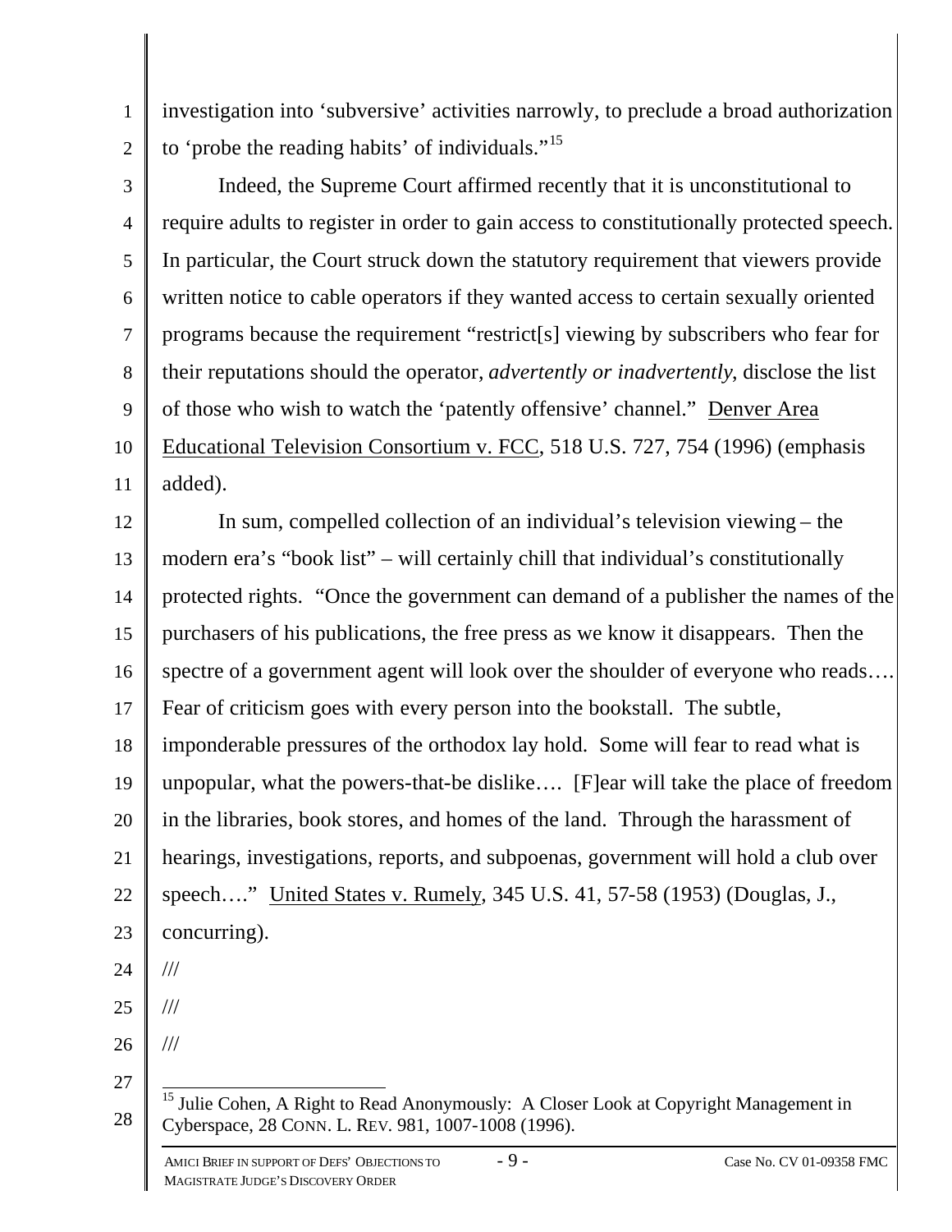investigation into 'subversive' activities narrowly, to preclude a broad authorization to 'probe the reading habits' of individuals."[15]

Indeed, the Supreme Court affirmed recently that it is unconstitutional to require adults to register in order to gain access to constitutionally protected speech. In particular, the Court struck down the statutory requirement that viewers provide written notice to cable operators if they wanted access to certain sexually oriented programs because the requirement "restrict[s] viewing by subscribers who fear for their reputations should the operator, *advertently or inadvertently*, disclose the list of those who wish to watch the 'patently offensive' channel." Denver Area Educational Television Consortium v. FCC, 518 U.S. 727, 754 (1996) (emphasis added).

In sum, compelled collection of an individual's television viewing – the modern era's "book list" – will certainly chill that individual's constitutionally protected rights. "Once the government can demand of a publisher the names of the purchasers of his publications, the free press as we know it disappears. Then the spectre of a government agent will look over the shoulder of everyone who reads…. Fear of criticism goes with every person into the bookstall. The subtle, imponderable pressures of the orthodox lay hold. Some will fear to read what is unpopular, what the powers-that-be dislike…. [F]ear will take the place of freedom in the libraries, book stores, and homes of the land. Through the harassment of hearings, investigations, reports, and subpoenas, government will hold a club over speech…." United States v. Rumely, 345 U.S. 41, 57-58 (1953) (Douglas, J., concurring).

///

///

///

---

[15] Julie Cohen, A Right to Read Anonymously: A Closer Look at Copyright Management in Cyberspace, 28 CONN. L. REV. 981, 1007-1008 (1996).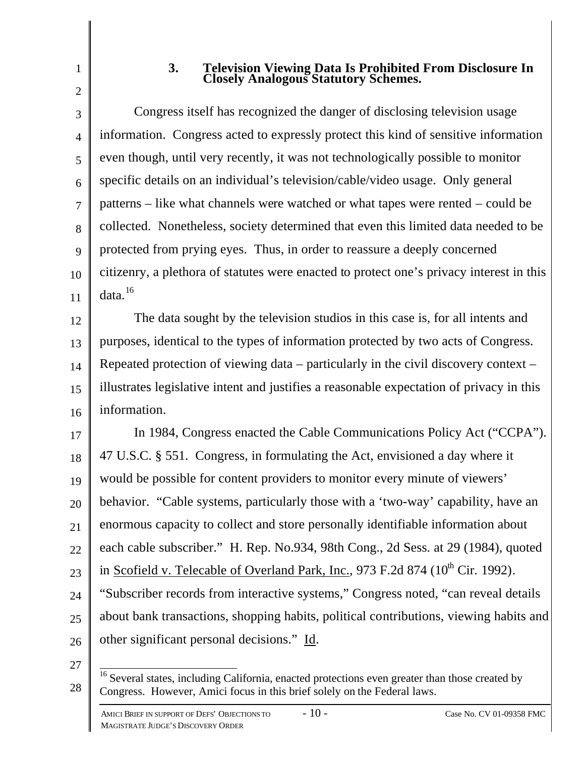### 3. Television Viewing Data Is Prohibited From Disclosure In Closely Analogous Statutory Schemes.

Congress itself has recognized the danger of disclosing television usage information. Congress acted to expressly protect this kind of sensitive information even though, until very recently, it was not technologically possible to monitor specific details on an individual's television/cable/video usage. Only general patterns – like what channels were watched or what tapes were rented – could be collected. Nonetheless, society determined that even this limited data needed to be protected from prying eyes. Thus, in order to reassure a deeply concerned citizenry, a plethora of statutes were enacted to protect one's privacy interest in this data.[16]

The data sought by the television studios in this case is, for all intents and purposes, identical to the types of information protected by two acts of Congress. Repeated protection of viewing data – particularly in the civil discovery context – illustrates legislative intent and justifies a reasonable expectation of privacy in this information.

In 1984, Congress enacted the Cable Communications Policy Act ("CCPA"). 47 U.S.C. § 551. Congress, in formulating the Act, envisioned a day where it would be possible for content providers to monitor every minute of viewers' behavior. "Cable systems, particularly those with a 'two-way' capability, have an enormous capacity to collect and store personally identifiable information about each cable subscriber." H. Rep. No.934, 98th Cong., 2d Sess. at 29 (1984), quoted in <u>Scofield v. Telecable of Overland Park, Inc.</u>, 973 F.2d 874 (10th Cir. 1992). "Subscriber records from interactive systems," Congress noted, "can reveal details about bank transactions, shopping habits, political contributions, viewing habits and other significant personal decisions." <u>Id</u>.

---

[16] Several states, including California, enacted protections even greater than those created by Congress. However, Amici focus in this brief solely on the Federal laws.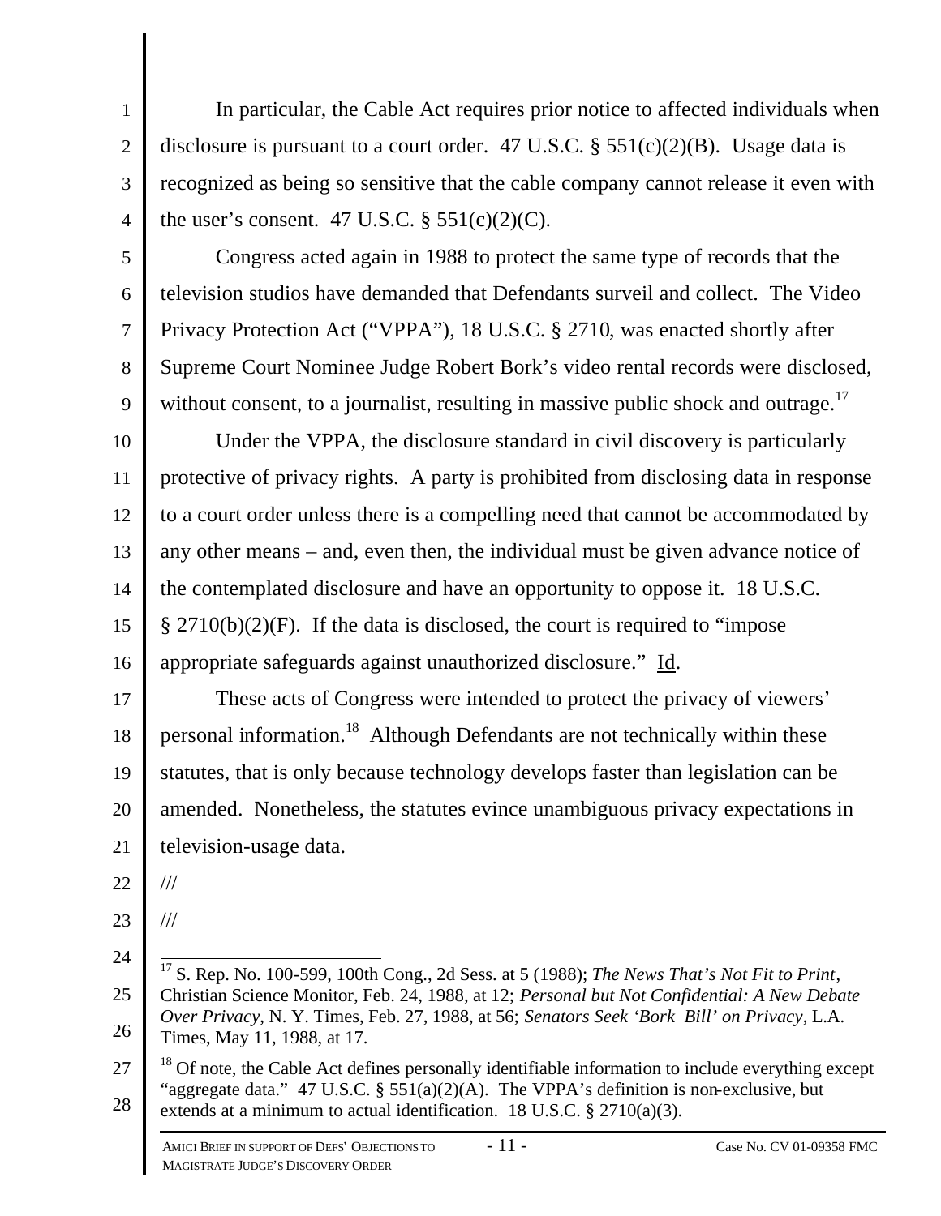In particular, the Cable Act requires prior notice to affected individuals when disclosure is pursuant to a court order. 47 U.S.C. § 551(c)(2)(B). Usage data is recognized as being so sensitive that the cable company cannot release it even with the user's consent. 47 U.S.C. § 551(c)(2)(C).

Congress acted again in 1988 to protect the same type of records that the television studios have demanded that Defendants surveil and collect. The Video Privacy Protection Act ("VPPA"), 18 U.S.C. § 2710, was enacted shortly after Supreme Court Nominee Judge Robert Bork's video rental records were disclosed, without consent, to a journalist, resulting in massive public shock and outrage.[17]

Under the VPPA, the disclosure standard in civil discovery is particularly protective of privacy rights. A party is prohibited from disclosing data in response to a court order unless there is a compelling need that cannot be accommodated by any other means – and, even then, the individual must be given advance notice of the contemplated disclosure and have an opportunity to oppose it. 18 U.S.C. § 2710(b)(2)(F). If the data is disclosed, the court is required to "impose appropriate safeguards against unauthorized disclosure." Id.

These acts of Congress were intended to protect the privacy of viewers' personal information.[18] Although Defendants are not technically within these statutes, that is only because technology develops faster than legislation can be amended. Nonetheless, the statutes evince unambiguous privacy expectations in television-usage data.

///

///

---

[17] S. Rep. No. 100-599, 100th Cong., 2d Sess. at 5 (1988); *The News That's Not Fit to Print*, Christian Science Monitor, Feb. 24, 1988, at 12; *Personal but Not Confidential: A New Debate Over Privacy*, N. Y. Times, Feb. 27, 1988, at 56; *Senators Seek 'Bork Bill' on Privacy*, L.A. Times, May 11, 1988, at 17.

[18] Of note, the Cable Act defines personally identifiable information to include everything except "aggregate data." 47 U.S.C. § 551(a)(2)(A). The VPPA's definition is non-exclusive, but extends at a minimum to actual identification. 18 U.S.C. § 2710(a)(3).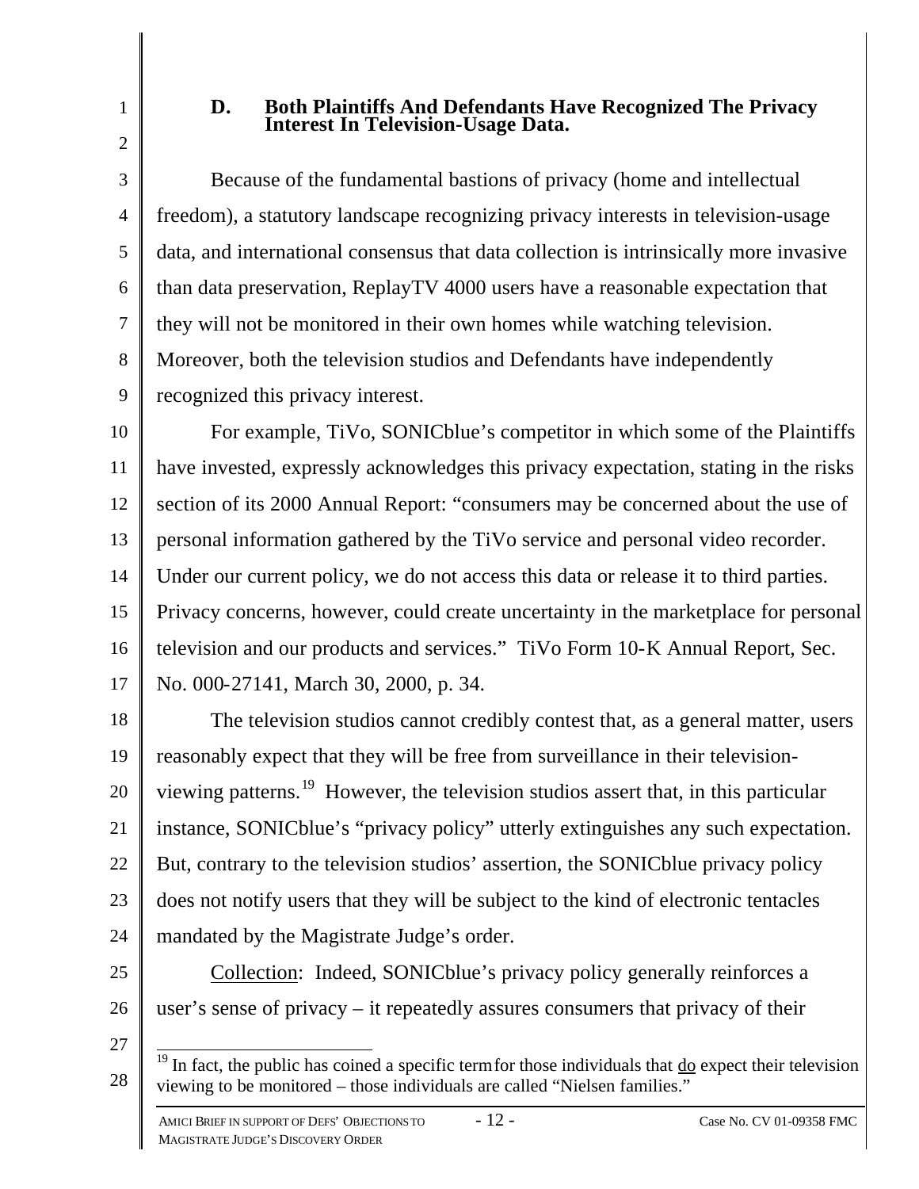### D. Both Plaintiffs And Defendants Have Recognized The Privacy Interest In Television-Usage Data.

Because of the fundamental bastions of privacy (home and intellectual freedom), a statutory landscape recognizing privacy interests in television-usage data, and international consensus that data collection is intrinsically more invasive than data preservation, ReplayTV 4000 users have a reasonable expectation that they will not be monitored in their own homes while watching television. Moreover, both the television studios and Defendants have independently recognized this privacy interest.

For example, TiVo, SONICblue's competitor in which some of the Plaintiffs have invested, expressly acknowledges this privacy expectation, stating in the risks section of its 2000 Annual Report: "consumers may be concerned about the use of personal information gathered by the TiVo service and personal video recorder. Under our current policy, we do not access this data or release it to third parties. Privacy concerns, however, could create uncertainty in the marketplace for personal television and our products and services." TiVo Form 10-K Annual Report, Sec. No. 000-27141, March 30, 2000, p. 34.

The television studios cannot credibly contest that, as a general matter, users reasonably expect that they will be free from surveillance in their television-viewing patterns.[19] However, the television studios assert that, in this particular instance, SONICblue's "privacy policy" utterly extinguishes any such expectation. But, contrary to the television studios' assertion, the SONICblue privacy policy does not notify users that they will be subject to the kind of electronic tentacles mandated by the Magistrate Judge's order.

Collection: Indeed, SONICblue's privacy policy generally reinforces a user's sense of privacy – it repeatedly assures consumers that privacy of their

---

[19] In fact, the public has coined a specific term for those individuals that do expect their television viewing to be monitored – those individuals are called "Nielsen families."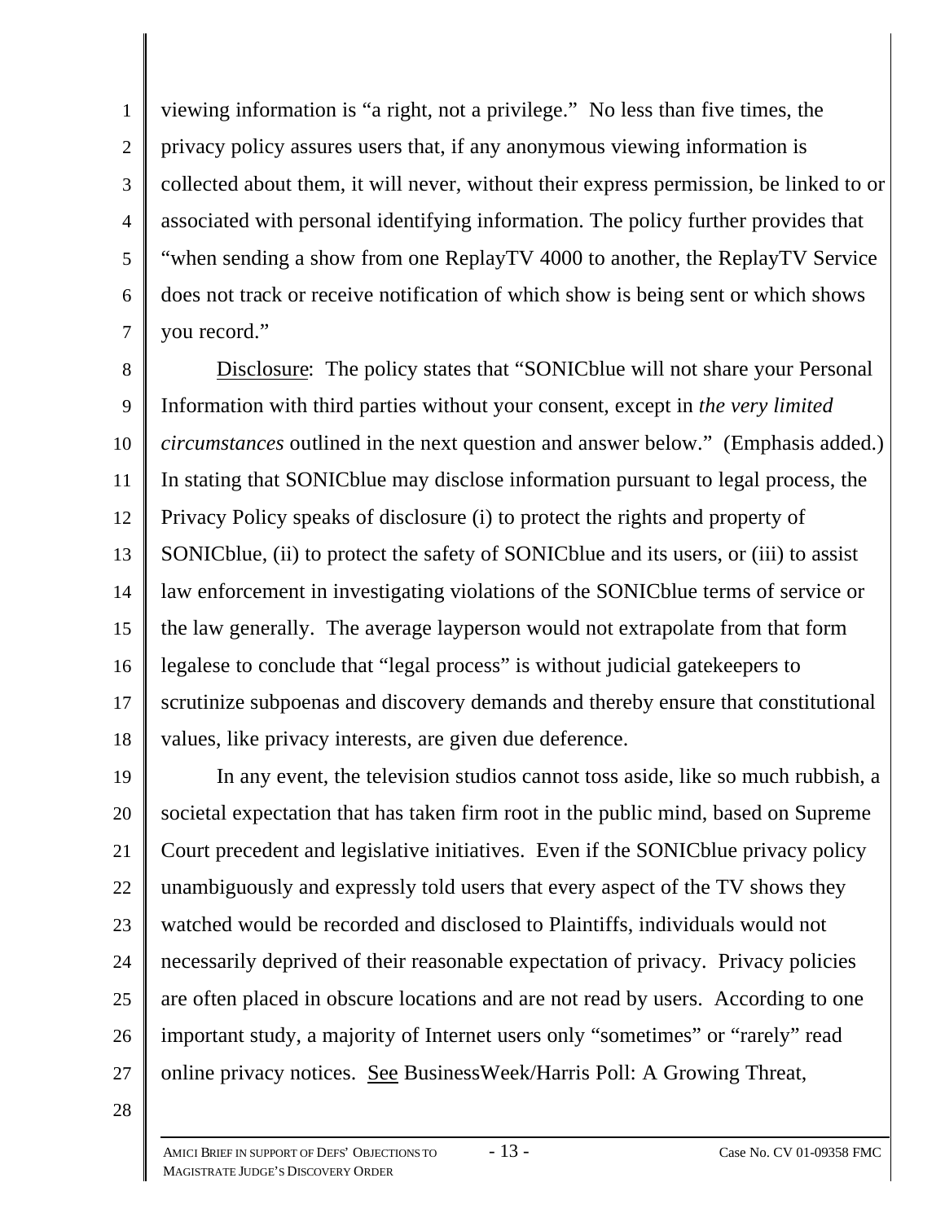viewing information is "a right, not a privilege." No less than five times, the privacy policy assures users that, if any anonymous viewing information is collected about them, it will never, without their express permission, be linked to or associated with personal identifying information. The policy further provides that "when sending a show from one ReplayTV 4000 to another, the ReplayTV Service does not track or receive notification of which show is being sent or which shows you record."

Disclosure: The policy states that "SONICblue will not share your Personal Information with third parties without your consent, except in *the very limited circumstances* outlined in the next question and answer below." (Emphasis added.) In stating that SONICblue may disclose information pursuant to legal process, the Privacy Policy speaks of disclosure (i) to protect the rights and property of SONICblue, (ii) to protect the safety of SONICblue and its users, or (iii) to assist law enforcement in investigating violations of the SONICblue terms of service or the law generally. The average layperson would not extrapolate from that form legalese to conclude that "legal process" is without judicial gatekeepers to scrutinize subpoenas and discovery demands and thereby ensure that constitutional values, like privacy interests, are given due deference.

In any event, the television studios cannot toss aside, like so much rubbish, a societal expectation that has taken firm root in the public mind, based on Supreme Court precedent and legislative initiatives. Even if the SONICblue privacy policy unambiguously and expressly told users that every aspect of the TV shows they watched would be recorded and disclosed to Plaintiffs, individuals would not necessarily deprived of their reasonable expectation of privacy. Privacy policies are often placed in obscure locations and are not read by users. According to one important study, a majority of Internet users only "sometimes" or "rarely" read online privacy notices. See BusinessWeek/Harris Poll: A Growing Threat,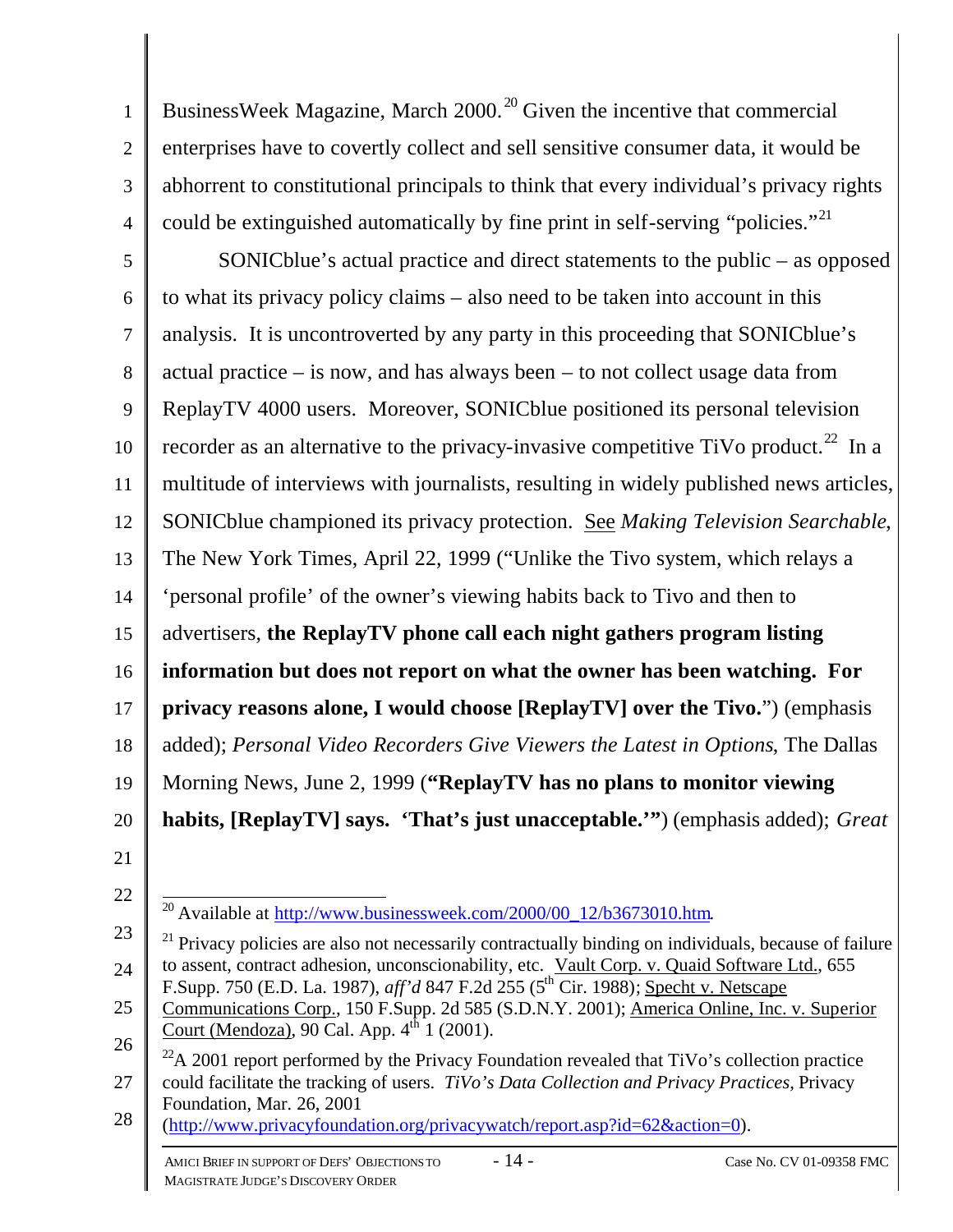BusinessWeek Magazine, March 2000.[20] Given the incentive that commercial enterprises have to covertly collect and sell sensitive consumer data, it would be abhorrent to constitutional principals to think that every individual's privacy rights could be extinguished automatically by fine print in self-serving "policies."[21]

SONICblue's actual practice and direct statements to the public – as opposed to what its privacy policy claims – also need to be taken into account in this analysis. It is uncontroverted by any party in this proceeding that SONICblue's actual practice – is now, and has always been – to not collect usage data from ReplayTV 4000 users. Moreover, SONICblue positioned its personal television recorder as an alternative to the privacy-invasive competitive TiVo product.[22] In a multitude of interviews with journalists, resulting in widely published news articles, SONICblue championed its privacy protection. See *Making Television Searchable*, The New York Times, April 22, 1999 ("Unlike the Tivo system, which relays a 'personal profile' of the owner's viewing habits back to Tivo and then to advertisers, **the ReplayTV phone call each night gathers program listing information but does not report on what the owner has been watching. For privacy reasons alone, I would choose [ReplayTV] over the Tivo.**") (emphasis added); *Personal Video Recorders Give Viewers the Latest in Options*, The Dallas Morning News, June 2, 1999 (**"ReplayTV has no plans to monitor viewing habits, [ReplayTV] says. 'That's just unacceptable.'"**) (emphasis added); *Great*

---

[20] Available at http://www.businessweek.com/2000/00_12/b3673010.htm.

[21] Privacy policies are also not necessarily contractually binding on individuals, because of failure to assent, contract adhesion, unconscionability, etc. Vault Corp. v. Quaid Software Ltd., 655 F.Supp. 750 (E.D. La. 1987), *aff'd* 847 F.2d 255 (5th Cir. 1988); Specht v. Netscape Communications Corp., 150 F.Supp. 2d 585 (S.D.N.Y. 2001); America Online, Inc. v. Superior Court (Mendoza), 90 Cal. App. 4th 1 (2001).

[22] A 2001 report performed by the Privacy Foundation revealed that TiVo's collection practice could facilitate the tracking of users. *TiVo's Data Collection and Privacy Practices*, Privacy Foundation, Mar. 26, 2001 (http://www.privacyfoundation.org/privacywatch/report.asp?id=62&action=0).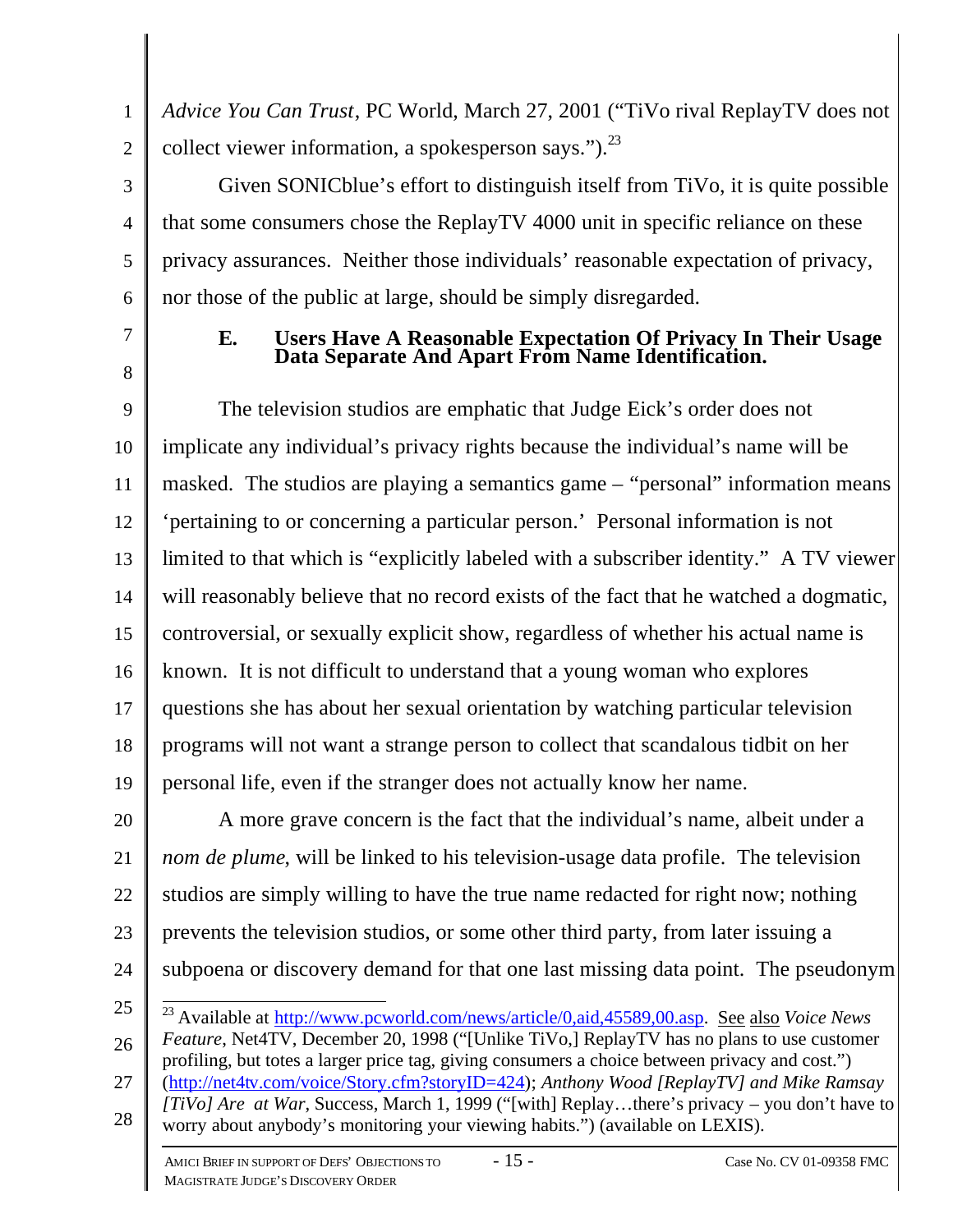*Advice You Can Trust*, PC World, March 27, 2001 ("TiVo rival ReplayTV does not collect viewer information, a spokesperson says.").[23]

Given SONICblue's effort to distinguish itself from TiVo, it is quite possible that some consumers chose the ReplayTV 4000 unit in specific reliance on these privacy assurances. Neither those individuals' reasonable expectation of privacy, nor those of the public at large, should be simply disregarded.

### E. Users Have A Reasonable Expectation Of Privacy In Their Usage Data Separate And Apart From Name Identification.

The television studios are emphatic that Judge Eick's order does not implicate any individual's privacy rights because the individual's name will be masked. The studios are playing a semantics game – "personal" information means 'pertaining to or concerning a particular person.' Personal information is not limited to that which is "explicitly labeled with a subscriber identity." A TV viewer will reasonably believe that no record exists of the fact that he watched a dogmatic, controversial, or sexually explicit show, regardless of whether his actual name is known. It is not difficult to understand that a young woman who explores questions she has about her sexual orientation by watching particular television programs will not want a strange person to collect that scandalous tidbit on her personal life, even if the stranger does not actually know her name.

A more grave concern is the fact that the individual's name, albeit under a *nom de plume*, will be linked to his television-usage data profile. The television studios are simply willing to have the true name redacted for right now; nothing prevents the television studios, or some other third party, from later issuing a subpoena or discovery demand for that one last missing data point. The pseudonym

---

[23] Available at http://www.pcworld.com/news/article/0,aid,45589,00.asp. See also *Voice News Feature*, Net4TV, December 20, 1998 ("[Unlike TiVo,] ReplayTV has no plans to use customer profiling, but totes a larger price tag, giving consumers a choice between privacy and cost.") (http://net4tv.com/voice/Story.cfm?storyID=424); *Anthony Wood [ReplayTV] and Mike Ramsay [TiVo] Are at War*, Success, March 1, 1999 ("[with] Replay…there's privacy – you don't have to worry about anybody's monitoring your viewing habits.") (available on LEXIS).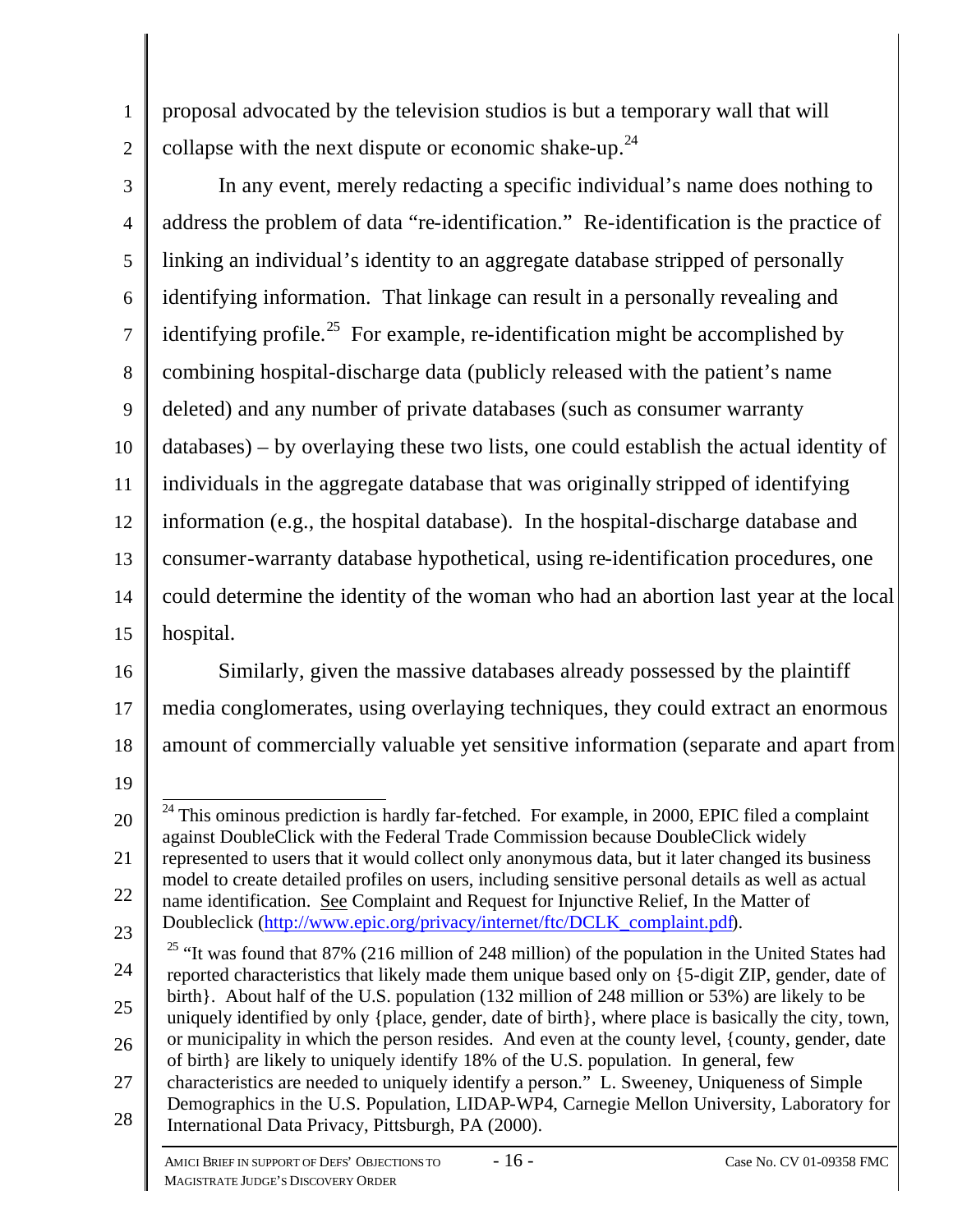proposal advocated by the television studios is but a temporary wall that will collapse with the next dispute or economic shake-up.[24]

In any event, merely redacting a specific individual's name does nothing to address the problem of data "re-identification." Re-identification is the practice of linking an individual's identity to an aggregate database stripped of personally identifying information. That linkage can result in a personally revealing and identifying profile.[25] For example, re-identification might be accomplished by combining hospital-discharge data (publicly released with the patient's name deleted) and any number of private databases (such as consumer warranty databases) – by overlaying these two lists, one could establish the actual identity of individuals in the aggregate database that was originally stripped of identifying information (e.g., the hospital database). In the hospital-discharge database and consumer-warranty database hypothetical, using re-identification procedures, one could determine the identity of the woman who had an abortion last year at the local hospital.

Similarly, given the massive databases already possessed by the plaintiff media conglomerates, using overlaying techniques, they could extract an enormous amount of commercially valuable yet sensitive information (separate and apart from

---

[24] This ominous prediction is hardly far-fetched. For example, in 2000, EPIC filed a complaint against DoubleClick with the Federal Trade Commission because DoubleClick widely represented to users that it would collect only anonymous data, but it later changed its business model to create detailed profiles on users, including sensitive personal details as well as actual name identification. See Complaint and Request for Injunctive Relief, In the Matter of Doubleclick (http://www.epic.org/privacy/internet/ftc/DCLK_complaint.pdf).

[25] "It was found that 87% (216 million of 248 million) of the population in the United States had reported characteristics that likely made them unique based only on {5-digit ZIP, gender, date of birth}. About half of the U.S. population (132 million of 248 million or 53%) are likely to be uniquely identified by only {place, gender, date of birth}, where place is basically the city, town, or municipality in which the person resides. And even at the county level, {county, gender, date of birth} are likely to uniquely identify 18% of the U.S. population. In general, few characteristics are needed to uniquely identify a person." L. Sweeney, Uniqueness of Simple Demographics in the U.S. Population, LIDAP-WP4, Carnegie Mellon University, Laboratory for International Data Privacy, Pittsburgh, PA (2000).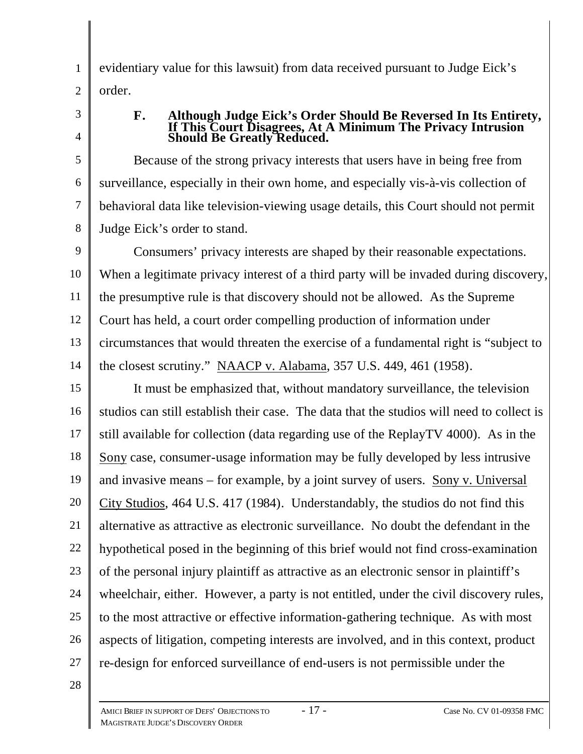evidentiary value for this lawsuit) from data received pursuant to Judge Eick's order.

### F. Although Judge Eick's Order Should Be Reversed In Its Entirety, If This Court Disagrees, At A Minimum The Privacy Intrusion Should Be Greatly Reduced.

Because of the strong privacy interests that users have in being free from surveillance, especially in their own home, and especially vis-à-vis collection of behavioral data like television-viewing usage details, this Court should not permit Judge Eick's order to stand.

Consumers' privacy interests are shaped by their reasonable expectations. When a legitimate privacy interest of a third party will be invaded during discovery, the presumptive rule is that discovery should not be allowed. As the Supreme Court has held, a court order compelling production of information under circumstances that would threaten the exercise of a fundamental right is "subject to the closest scrutiny." NAACP v. Alabama, 357 U.S. 449, 461 (1958).

It must be emphasized that, without mandatory surveillance, the television studios can still establish their case. The data that the studios will need to collect is still available for collection (data regarding use of the ReplayTV 4000). As in the Sony case, consumer-usage information may be fully developed by less intrusive and invasive means – for example, by a joint survey of users. Sony v. Universal City Studios, 464 U.S. 417 (1984). Understandably, the studios do not find this alternative as attractive as electronic surveillance. No doubt the defendant in the hypothetical posed in the beginning of this brief would not find cross-examination of the personal injury plaintiff as attractive as an electronic sensor in plaintiff's wheelchair, either. However, a party is not entitled, under the civil discovery rules, to the most attractive or effective information-gathering technique. As with most aspects of litigation, competing interests are involved, and in this context, product re-design for enforced surveillance of end-users is not permissible under the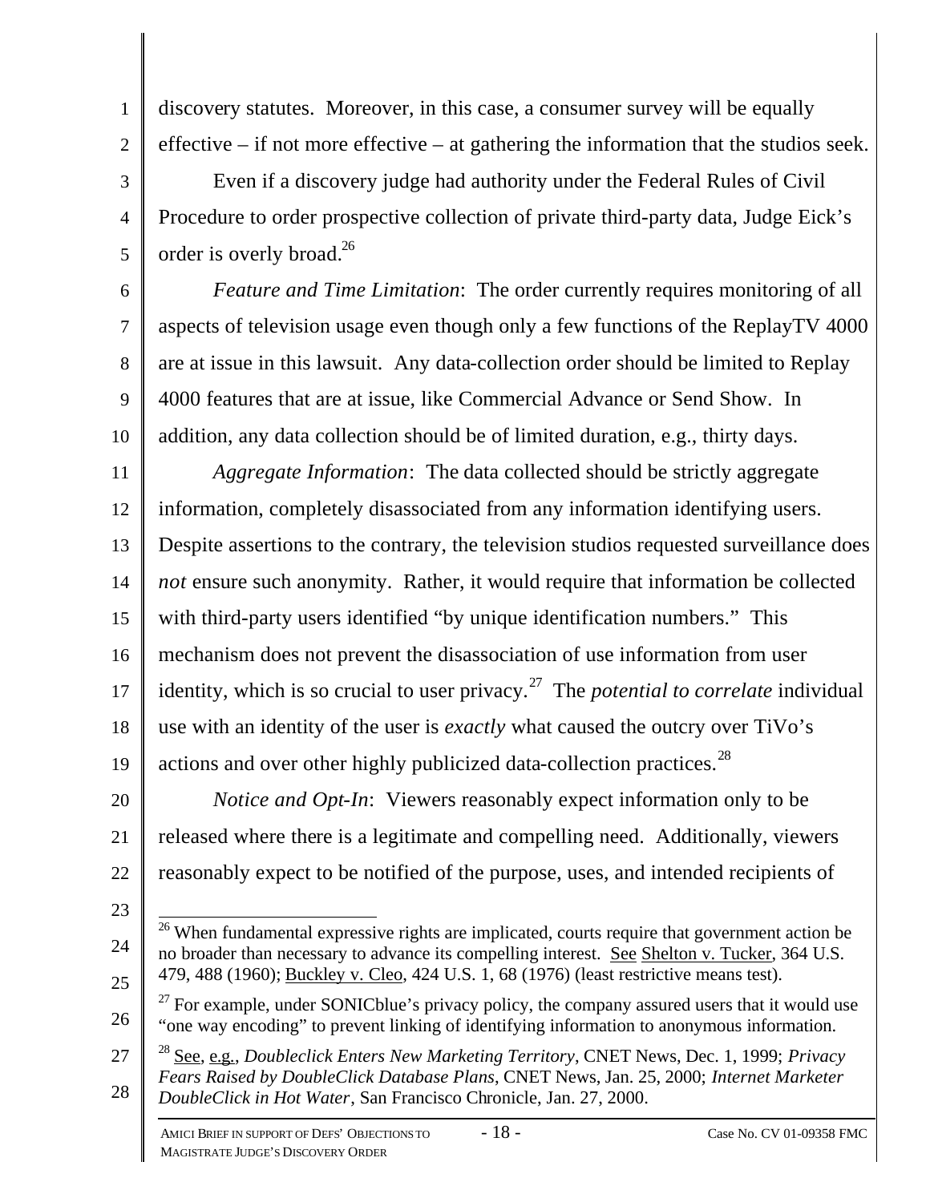discovery statutes. Moreover, in this case, a consumer survey will be equally effective – if not more effective – at gathering the information that the studios seek.

Even if a discovery judge had authority under the Federal Rules of Civil Procedure to order prospective collection of private third-party data, Judge Eick's order is overly broad.[26]

*Feature and Time Limitation*: The order currently requires monitoring of all aspects of television usage even though only a few functions of the ReplayTV 4000 are at issue in this lawsuit. Any data-collection order should be limited to Replay 4000 features that are at issue, like Commercial Advance or Send Show. In addition, any data collection should be of limited duration, e.g., thirty days.

*Aggregate Information*: The data collected should be strictly aggregate information, completely disassociated from any information identifying users. Despite assertions to the contrary, the television studios requested surveillance does *not* ensure such anonymity. Rather, it would require that information be collected with third-party users identified "by unique identification numbers." This mechanism does not prevent the disassociation of use information from user identity, which is so crucial to user privacy.[27] The *potential to correlate* individual use with an identity of the user is *exactly* what caused the outcry over TiVo's actions and over other highly publicized data-collection practices.[28]

*Notice and Opt-In*: Viewers reasonably expect information only to be released where there is a legitimate and compelling need. Additionally, viewers reasonably expect to be notified of the purpose, uses, and intended recipients of

---

[26] When fundamental expressive rights are implicated, courts require that government action be no broader than necessary to advance its compelling interest. See Shelton v. Tucker, 364 U.S. 479, 488 (1960); Buckley v. Cleo, 424 U.S. 1, 68 (1976) (least restrictive means test).

[27] For example, under SONICblue's privacy policy, the company assured users that it would use "one way encoding" to prevent linking of identifying information to anonymous information.

[28] See, e.g., *Doubleclick Enters New Marketing Territory*, CNET News, Dec. 1, 1999; *Privacy Fears Raised by DoubleClick Database Plans*, CNET News, Jan. 25, 2000; *Internet Marketer DoubleClick in Hot Water*, San Francisco Chronicle, Jan. 27, 2000.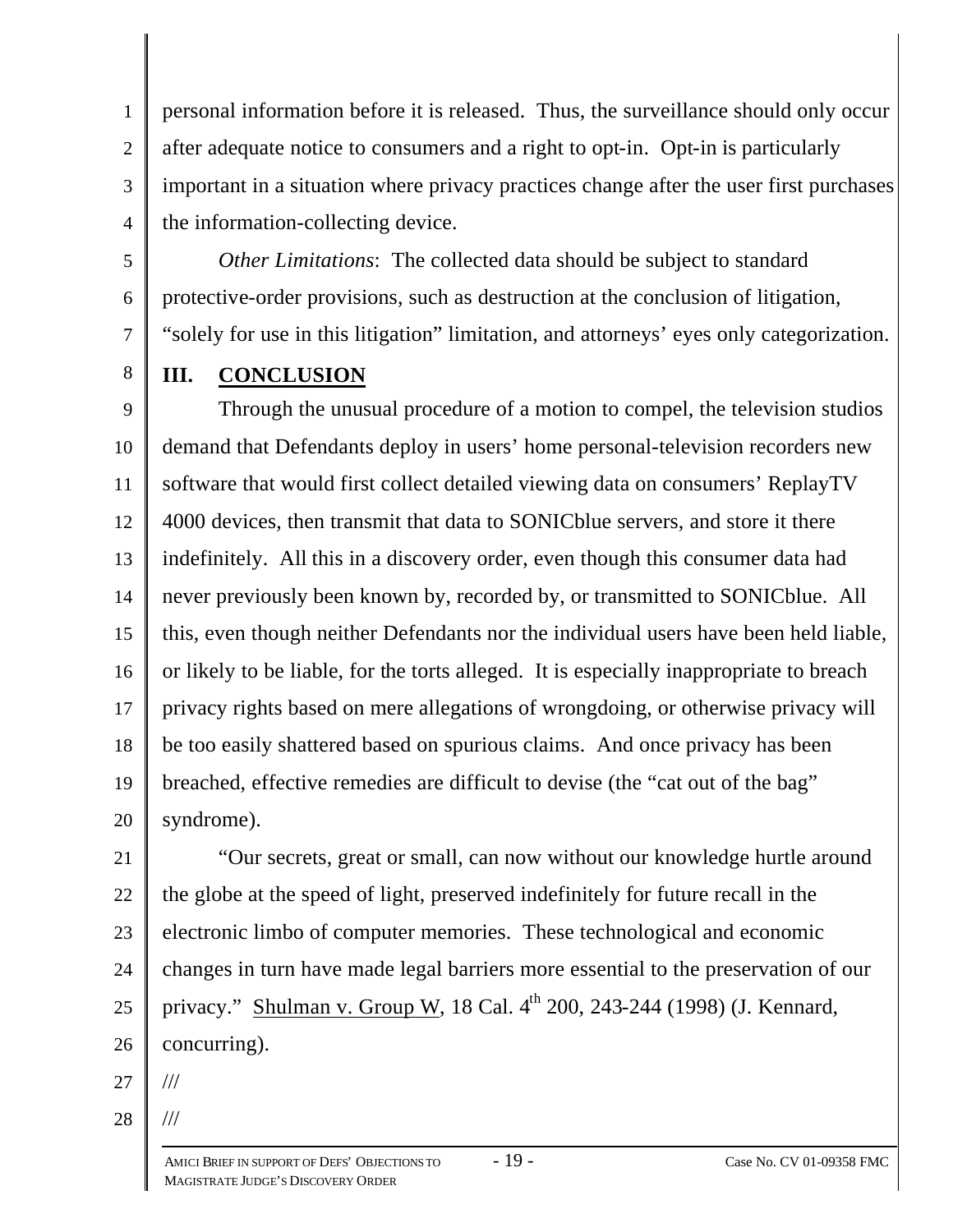personal information before it is released. Thus, the surveillance should only occur after adequate notice to consumers and a right to opt-in. Opt-in is particularly important in a situation where privacy practices change after the user first purchases the information-collecting device.

*Other Limitations*: The collected data should be subject to standard protective-order provisions, such as destruction at the conclusion of litigation, "solely for use in this litigation" limitation, and attorneys' eyes only categorization.

## III. CONCLUSION

Through the unusual procedure of a motion to compel, the television studios demand that Defendants deploy in users' home personal-television recorders new software that would first collect detailed viewing data on consumers' ReplayTV 4000 devices, then transmit that data to SONICblue servers, and store it there indefinitely. All this in a discovery order, even though this consumer data had never previously been known by, recorded by, or transmitted to SONICblue. All this, even though neither Defendants nor the individual users have been held liable, or likely to be liable, for the torts alleged. It is especially inappropriate to breach privacy rights based on mere allegations of wrongdoing, or otherwise privacy will be too easily shattered based on spurious claims. And once privacy has been breached, effective remedies are difficult to devise (the "cat out of the bag" syndrome).

"Our secrets, great or small, can now without our knowledge hurtle around the globe at the speed of light, preserved indefinitely for future recall in the electronic limbo of computer memories. These technological and economic changes in turn have made legal barriers more essential to the preservation of our privacy." Shulman v. Group W, 18 Cal. 4th 200, 243-244 (1998) (J. Kennard, concurring).

///

///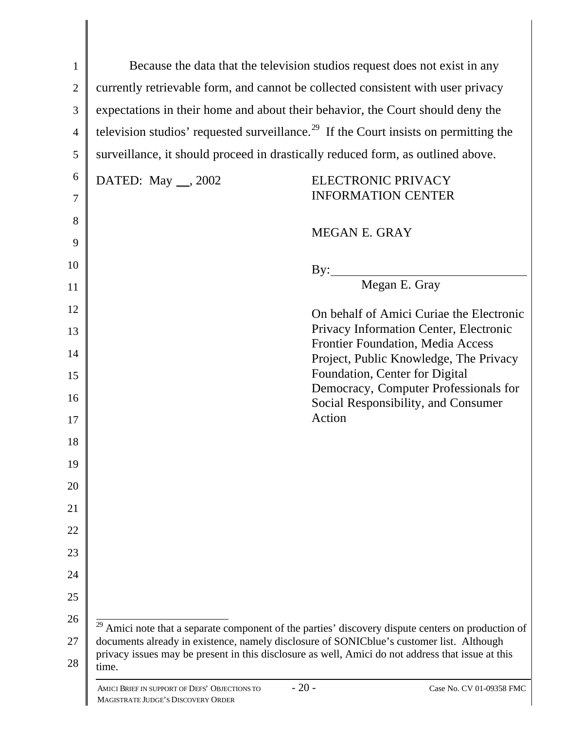Because the data that the television studios request does not exist in any currently retrievable form, and cannot be collected consistent with user privacy expectations in their home and about their behavior, the Court should deny the television studios' requested surveillance.[29] If the Court insists on permitting the surveillance, it should proceed in drastically reduced form, as outlined above.

DATED: May __, 2002

ELECTRONIC PRIVACY INFORMATION CENTER

MEGAN E. GRAY

By: ______________________________
Megan E. Gray

On behalf of Amici Curiae the Electronic Privacy Information Center, Electronic Frontier Foundation, Media Access Project, Public Knowledge, The Privacy Foundation, Center for Digital Democracy, Computer Professionals for Social Responsibility, and Consumer Action

---

[29] Amici note that a separate component of the parties' discovery dispute centers on production of documents already in existence, namely disclosure of SONICblue's customer list. Although privacy issues may be present in this disclosure as well, Amici do not address that issue at this time.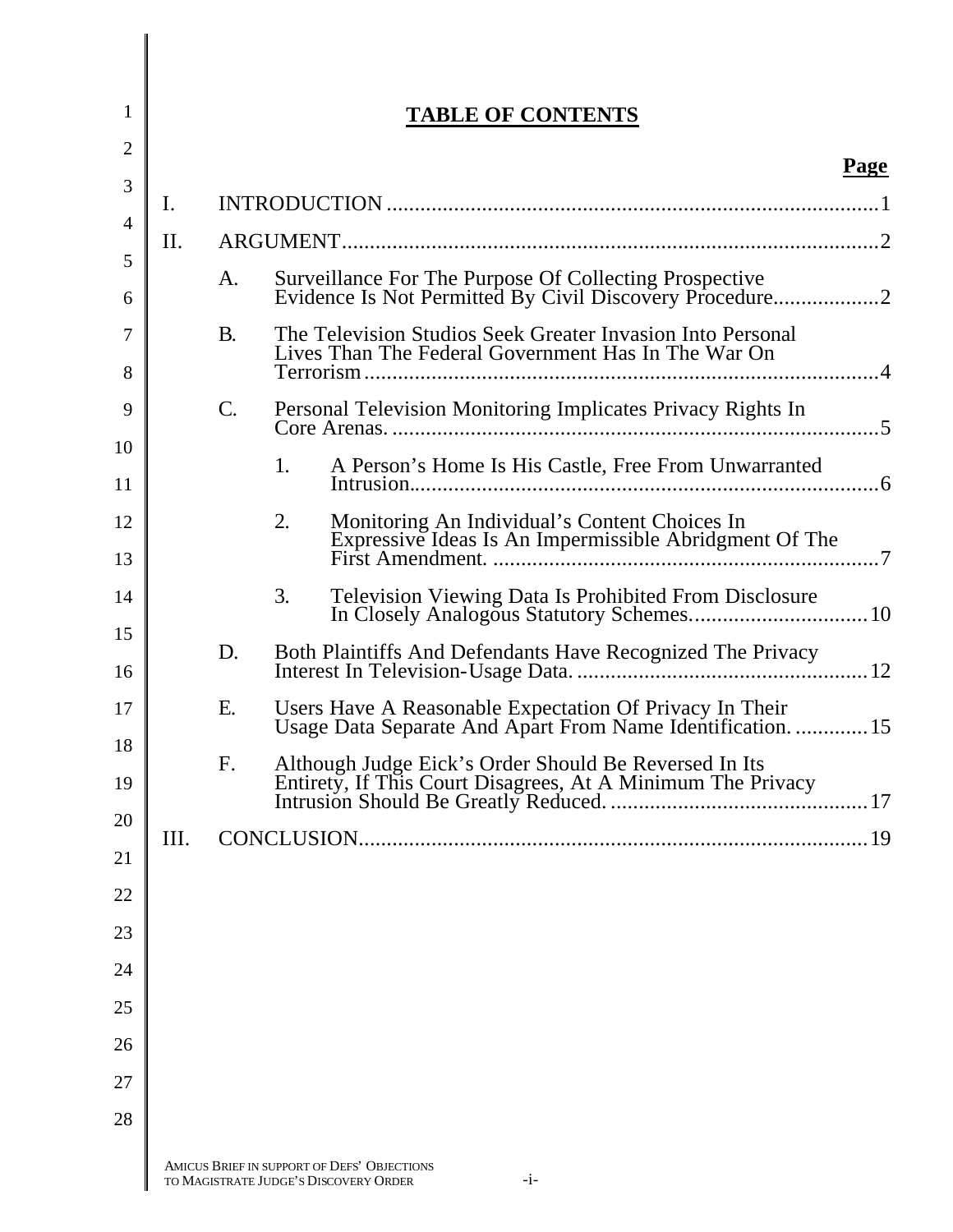# TABLE OF CONTENTS

| | | | Page |
|---|---|---|---|
| I. | INTRODUCTION | | 1 |
| II. | ARGUMENT | | 2 |
| | A. | Surveillance For The Purpose Of Collecting Prospective Evidence Is Not Permitted By Civil Discovery Procedure | 2 |
| | B. | The Television Studios Seek Greater Invasion Into Personal Lives Than The Federal Government Has In The War On Terrorism | 4 |
| | C. | Personal Television Monitoring Implicates Privacy Rights In Core Arenas. | 5 |
| | | 1. A Person's Home Is His Castle, Free From Unwarranted Intrusion. | 6 |
| | | 2. Monitoring An Individual's Content Choices In Expressive Ideas Is An Impermissible Abridgment Of The First Amendment. | 7 |
| | | 3. Television Viewing Data Is Prohibited From Disclosure In Closely Analogous Statutory Schemes. | 10 |
| | D. | Both Plaintiffs And Defendants Have Recognized The Privacy Interest In Television-Usage Data. | 12 |
| | E. | Users Have A Reasonable Expectation Of Privacy In Their Usage Data Separate And Apart From Name Identification. | 15 |
| | F. | Although Judge Eick's Order Should Be Reversed In Its Entirety, If This Court Disagrees, At A Minimum The Privacy Intrusion Should Be Greatly Reduced. | 17 |
| III. | CONCLUSION | | 19 |

AMICUS BRIEF IN SUPPORT OF DEFS' OBJECTIONS TO MAGISTRATE JUDGE'S DISCOVERY ORDER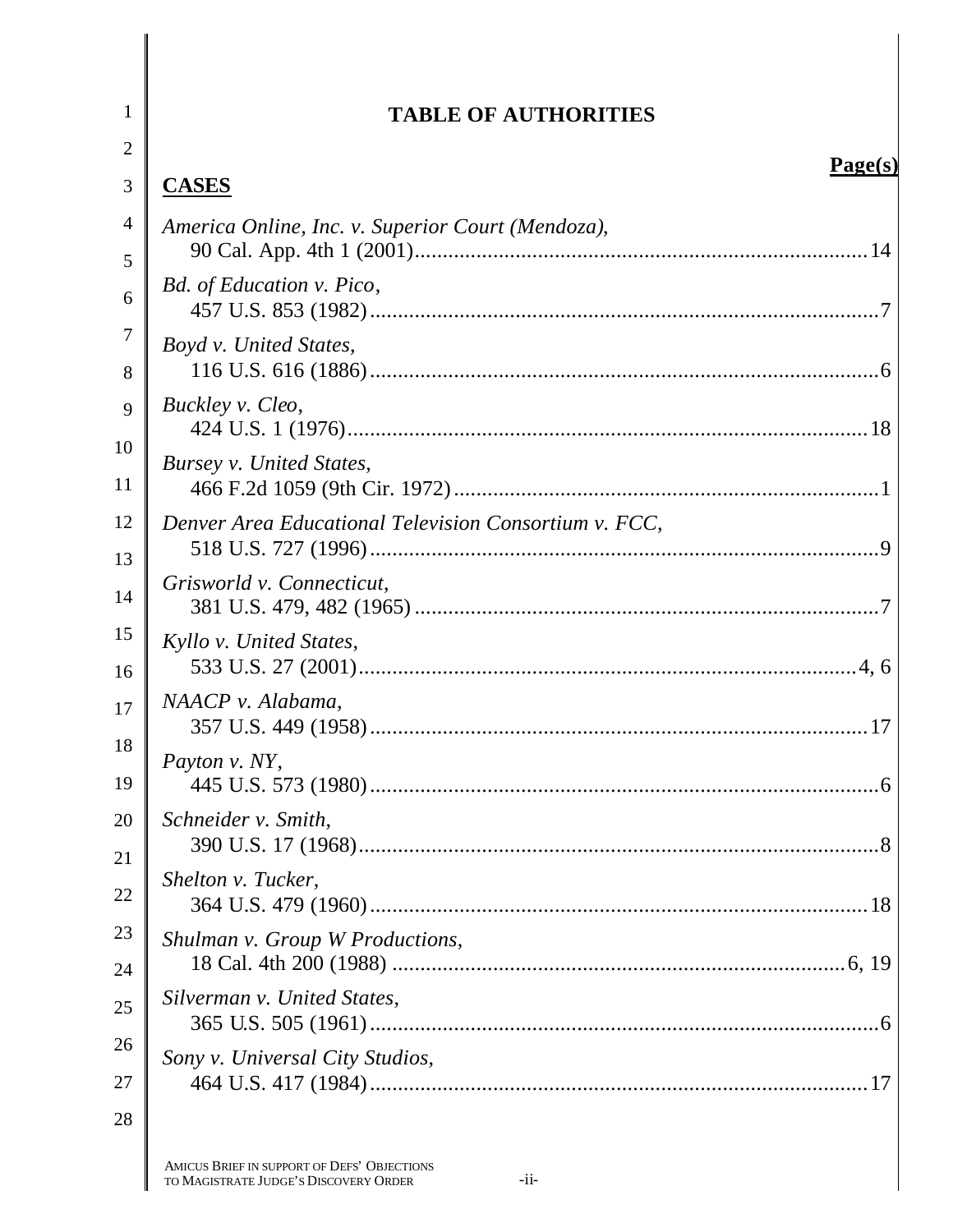# TABLE OF AUTHORITIES

**Page(s)**

**CASES**

*America Online, Inc. v. Superior Court (Mendoza),*
90 Cal. App. 4th 1 (2001)....................................................................................14

*Bd. of Education v. Pico*,
457 U.S. 853 (1982)..............................................................................................7

*Boyd v. United States*,
116 U.S. 616 (1886)..............................................................................................6

*Buckley v. Cleo*,
424 U.S. 1 (1976)................................................................................................18

*Bursey v. United States*,
466 F.2d 1059 (9th Cir. 1972)..............................................................................1

*Denver Area Educational Television Consortium v. FCC*,
518 U.S. 727 (1996)..............................................................................................9

*Grisworld v. Connecticut*,
381 U.S. 479, 482 (1965)......................................................................................7

*Kyllo v. United States*,
533 U.S. 27 (2001).............................................................................................4, 6

*NAACP v. Alabama*,
357 U.S. 449 (1958)............................................................................................17

*Payton v. NY*,
445 U.S. 573 (1980)..............................................................................................6

*Schneider v. Smith*,
390 U.S. 17 (1968)................................................................................................8

*Shelton v. Tucker*,
364 U.S. 479 (1960)............................................................................................18

*Shulman v. Group W Productions*,
18 Cal. 4th 200 (1988)......................................................................................6, 19

*Silverman v. United States*,
365 U.S. 505 (1961)..............................................................................................6

*Sony v. Universal City Studios*,
464 U.S. 417 (1984)............................................................................................17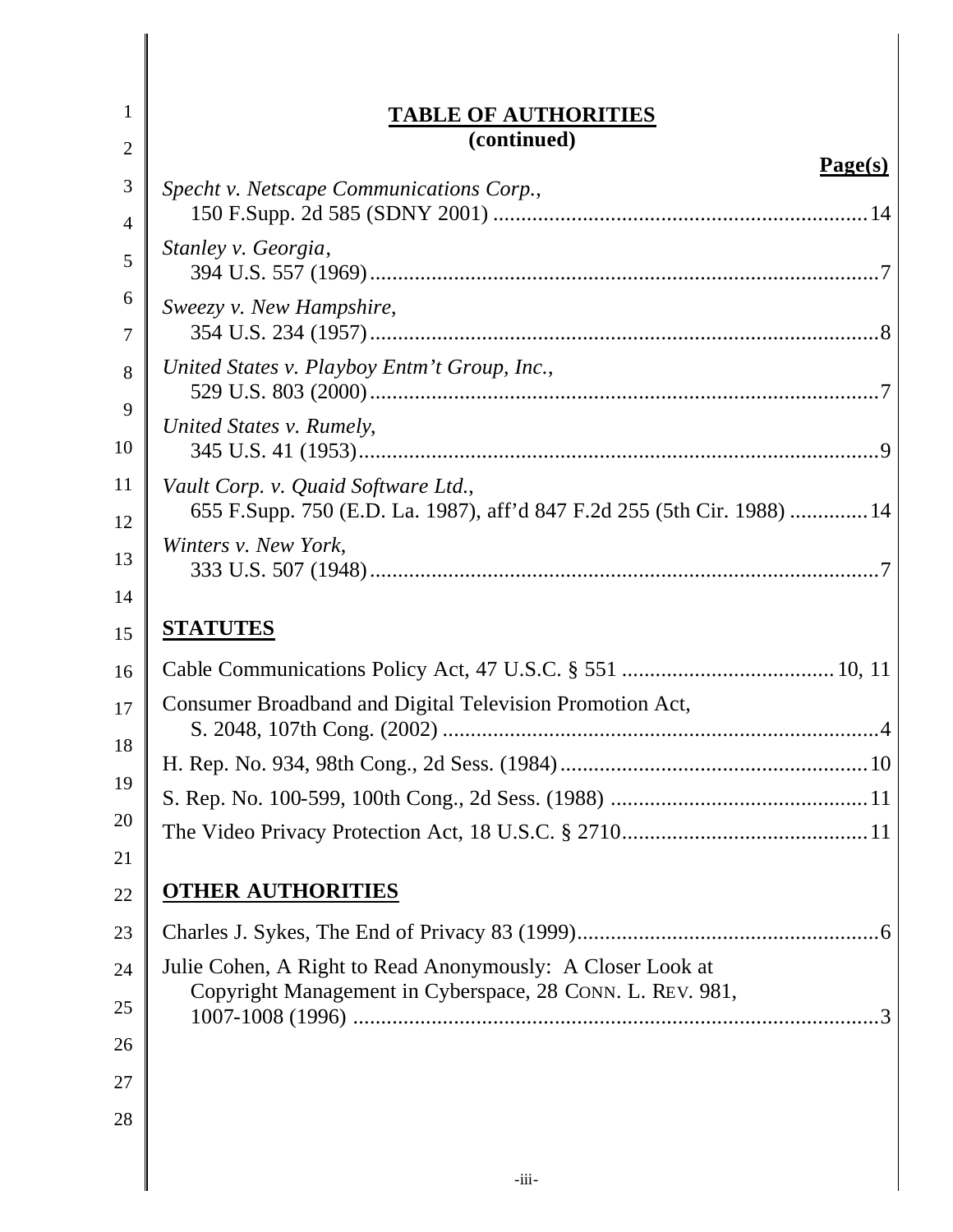**TABLE OF AUTHORITIES**
**(continued)**

**Page(s)**

*Specht v. Netscape Communications Corp.*,
150 F.Supp. 2d 585 (SDNY 2001) .................................................................14

*Stanley v. Georgia*,
394 U.S. 557 (1969)...........................................................................................7

*Sweezy v. New Hampshire*,
354 U.S. 234 (1957)...........................................................................................8

*United States v. Playboy Entm't Group, Inc.*,
529 U.S. 803 (2000)...........................................................................................7

*United States v. Rumely*,
345 U.S. 41 (1953).............................................................................................9

*Vault Corp. v. Quaid Software Ltd.*,
655 F.Supp. 750 (E.D. La. 1987), aff'd 847 F.2d 255 (5th Cir. 1988) .............14

*Winters v. New York*,
333 U.S. 507 (1948)...........................................................................................7

## STATUTES

Cable Communications Policy Act, 47 U.S.C. § 551 ......................................10, 11

Consumer Broadband and Digital Television Promotion Act,
S. 2048, 107th Cong. (2002) ..............................................................................4

H. Rep. No. 934, 98th Cong., 2d Sess. (1984).......................................................10

S. Rep. No. 100-599, 100th Cong., 2d Sess. (1988) ..............................................11

The Video Privacy Protection Act, 18 U.S.C. § 2710............................................11

## OTHER AUTHORITIES

Charles J. Sykes, The End of Privacy 83 (1999)......................................................6

Julie Cohen, A Right to Read Anonymously: A Closer Look at
Copyright Management in Cyberspace, 28 CONN. L. REV. 981,
1007-1008 (1996) ...............................................................................................3